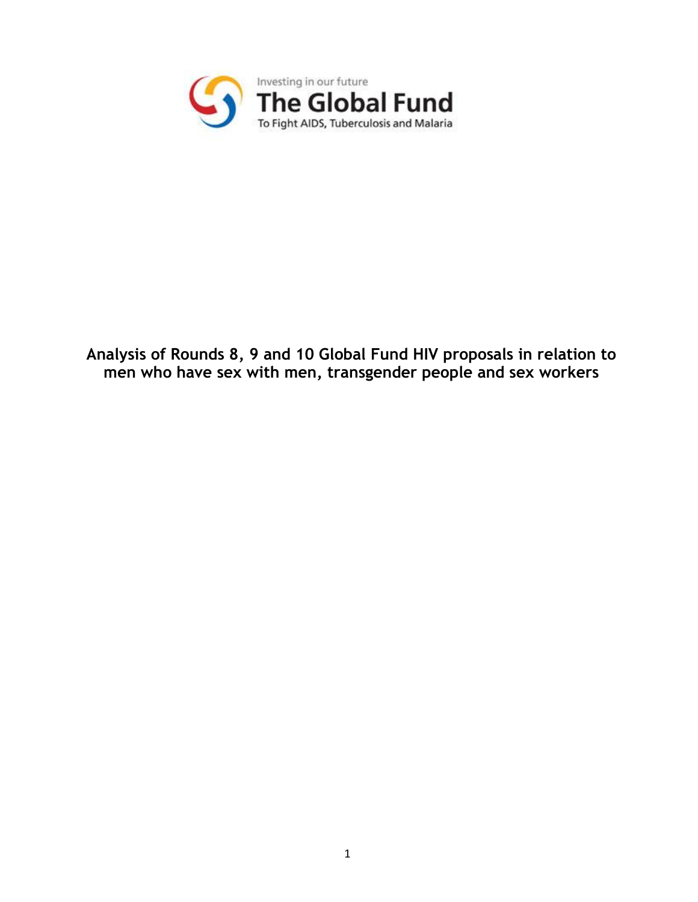Investing in our future

The Global Fund

To Fight AIDS, Tuberculosis and Malaria

# Analysis of Rounds 8, 9 and 10 Global Fund HIV proposals in relation to men who have sex with men, transgender people and sex workers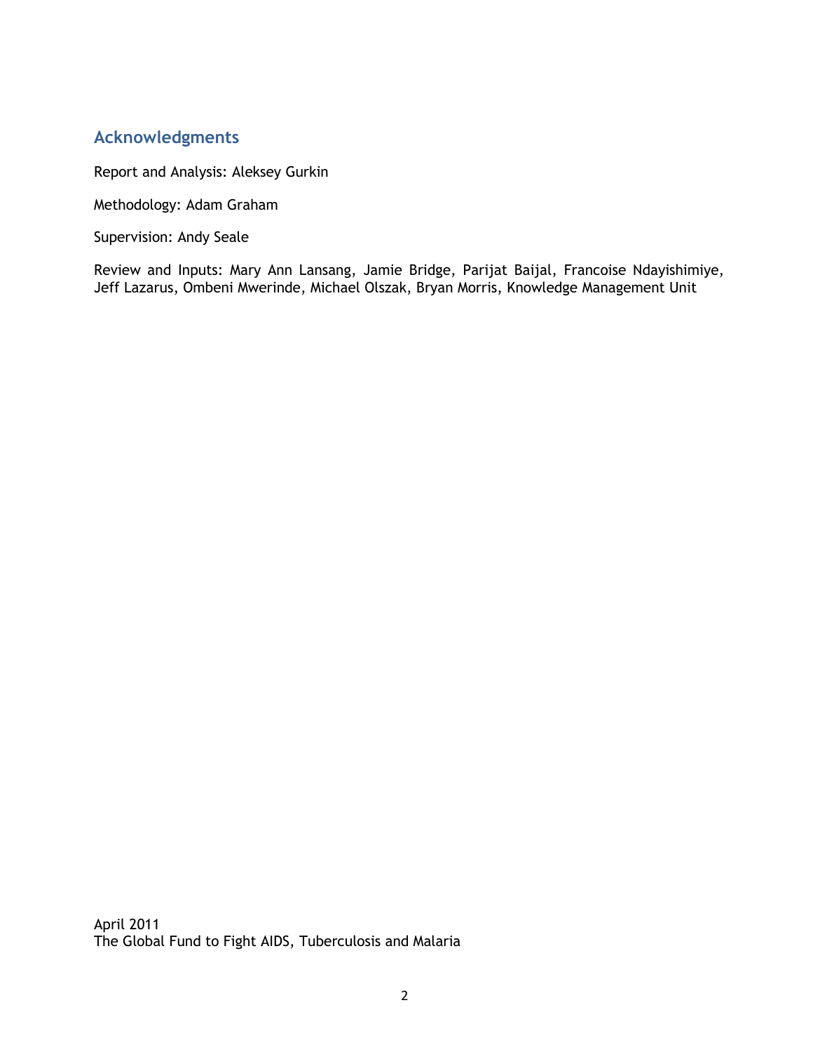## Acknowledgments

Report and Analysis: Aleksey Gurkin

Methodology: Adam Graham

Supervision: Andy Seale

Review and Inputs: Mary Ann Lansang, Jamie Bridge, Parijat Baijal, Francoise Ndayishimiye, Jeff Lazarus, Ombeni Mwerinde, Michael Olszak, Bryan Morris, Knowledge Management Unit

April 2011
The Global Fund to Fight AIDS, Tuberculosis and Malaria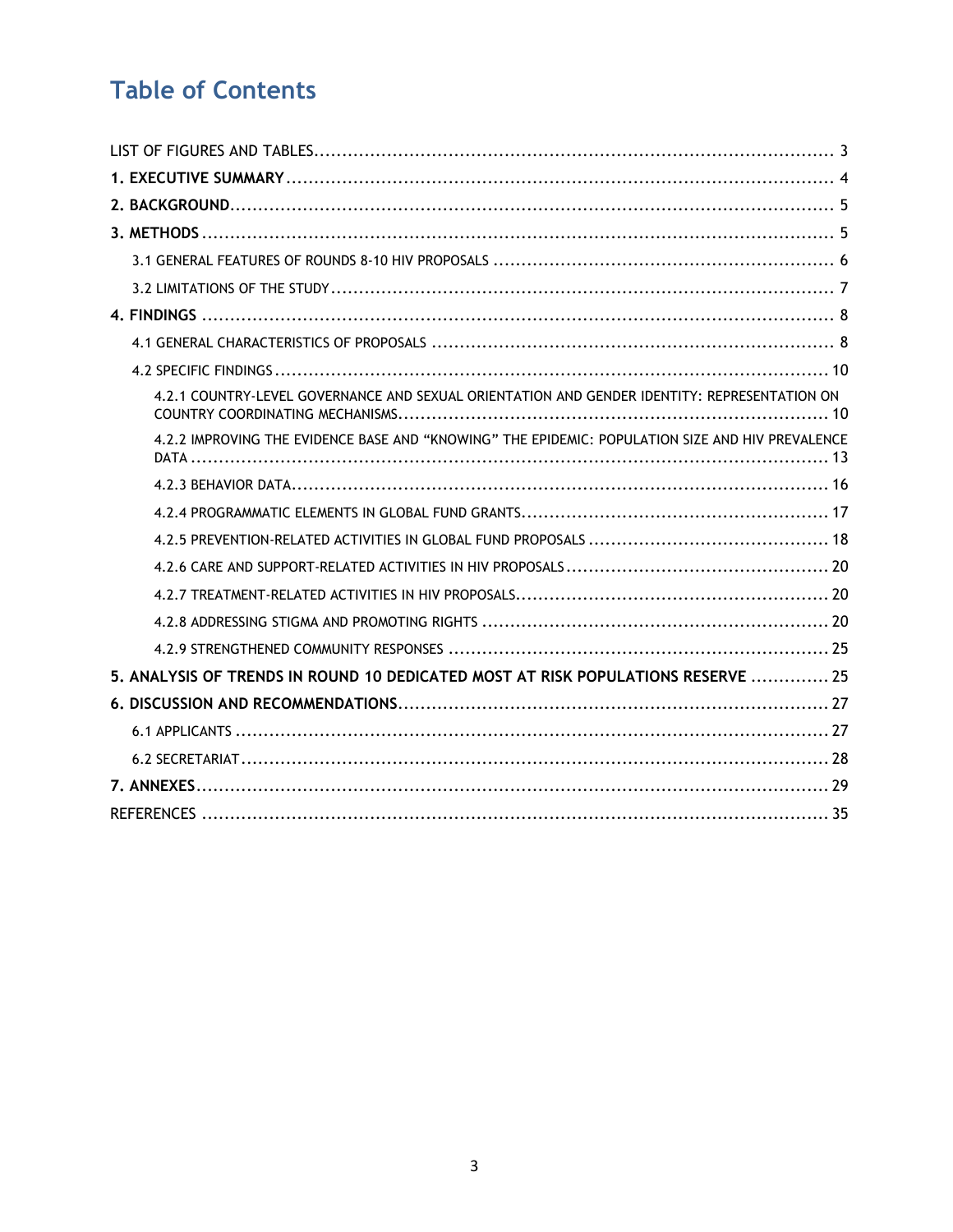# Table of Contents

LIST OF FIGURES AND TABLES ........................................................................................ 3

**1. EXECUTIVE SUMMARY** .................................................................................................. 4

**2. BACKGROUND** ................................................................................................................. 5

**3. METHODS** ........................................................................................................................ 5

3.1 GENERAL FEATURES OF ROUNDS 8-10 HIV PROPOSALS ........................................... 6

3.2 LIMITATIONS OF THE STUDY ......................................................................................... 7

**4. FINDINGS** ......................................................................................................................... 8

4.1 GENERAL CHARACTERISTICS OF PROPOSALS ......................................................... 8

4.2 SPECIFIC FINDINGS ........................................................................................................ 10

4.2.1 COUNTRY-LEVEL GOVERNANCE AND SEXUAL ORIENTATION AND GENDER IDENTITY: REPRESENTATION ON COUNTRY COORDINATING MECHANISMS ........................................................................ 10

4.2.2 IMPROVING THE EVIDENCE BASE AND "KNOWING" THE EPIDEMIC: POPULATION SIZE AND HIV PREVALENCE DATA ............................................................................................................ 13

4.2.3 BEHAVIOR DATA .......................................................................................................... 16

4.2.4 PROGRAMMATIC ELEMENTS IN GLOBAL FUND GRANTS ...................................... 17

4.2.5 PREVENTION-RELATED ACTIVITIES IN GLOBAL FUND PROPOSALS ..................... 18

4.2.6 CARE AND SUPPORT-RELATED ACTIVITIES IN HIV PROPOSALS ............................ 20

4.2.7 TREATMENT-RELATED ACTIVITIES IN HIV PROPOSALS .......................................... 20

4.2.8 ADDRESSING STIGMA AND PROMOTING RIGHTS .................................................. 20

4.2.9 STRENGTHENED COMMUNITY RESPONSES ............................................................ 25

**5. ANALYSIS OF TRENDS IN ROUND 10 DEDICATED MOST AT RISK POPULATIONS RESERVE** .............. 25

**6. DISCUSSION AND RECOMMENDATIONS** ..................................................................... 27

6.1 APPLICANTS .................................................................................................................... 27

6.2 SECRETARIAT .................................................................................................................. 28

**7. ANNEXES** ......................................................................................................................... 29

REFERENCES ........................................................................................................................ 35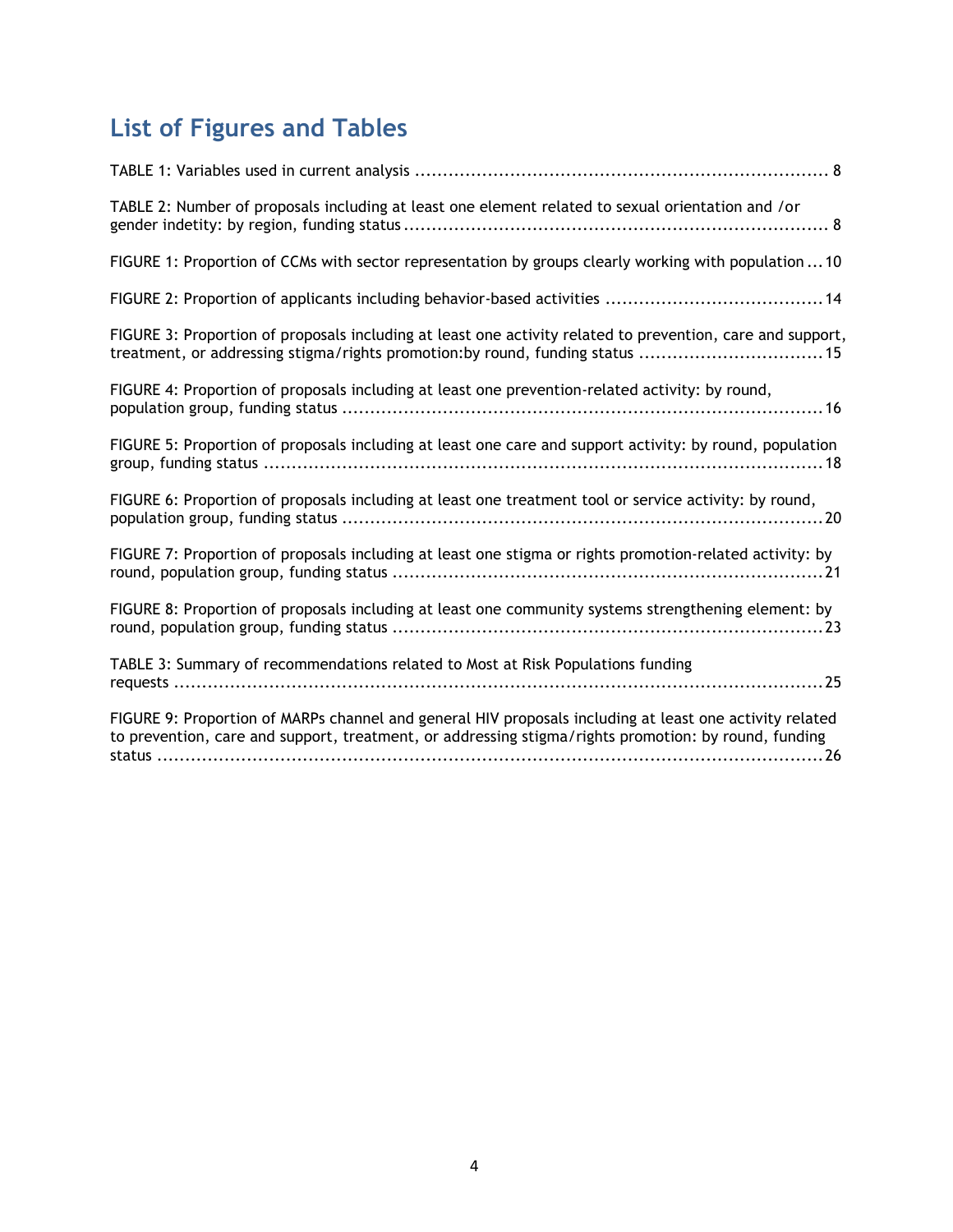## List of Figures and Tables

TABLE 1: Variables used in current analysis ........................................................................... 8

TABLE 2: Number of proposals including at least one element related to sexual orientation and /or gender indetity: by region, funding status ........................................................................... 8

FIGURE 1: Proportion of CCMs with sector representation by groups clearly working with population ... 10

FIGURE 2: Proportion of applicants including behavior-based activities ...................................... 14

FIGURE 3: Proportion of proposals including at least one activity related to prevention, care and support, treatment, or addressing stigma/rights promotion:by round, funding status ................................ 15

FIGURE 4: Proportion of proposals including at least one prevention-related activity: by round, population group, funding status ..................................................................................... 16

FIGURE 5: Proportion of proposals including at least one care and support activity: by round, population group, funding status ..................................................................................................... 18

FIGURE 6: Proportion of proposals including at least one treatment tool or service activity: by round, population group, funding status ..................................................................................... 20

FIGURE 7: Proportion of proposals including at least one stigma or rights promotion-related activity: by round, population group, funding status ............................................................................ 21

FIGURE 8: Proportion of proposals including at least one community systems strengthening element: by round, population group, funding status ............................................................................ 23

TABLE 3: Summary of recommendations related to Most at Risk Populations funding requests ........................................................................................................................ 25

FIGURE 9: Proportion of MARPs channel and general HIV proposals including at least one activity related to prevention, care and support, treatment, or addressing stigma/rights promotion: by round, funding status ........................................................................................................................ 26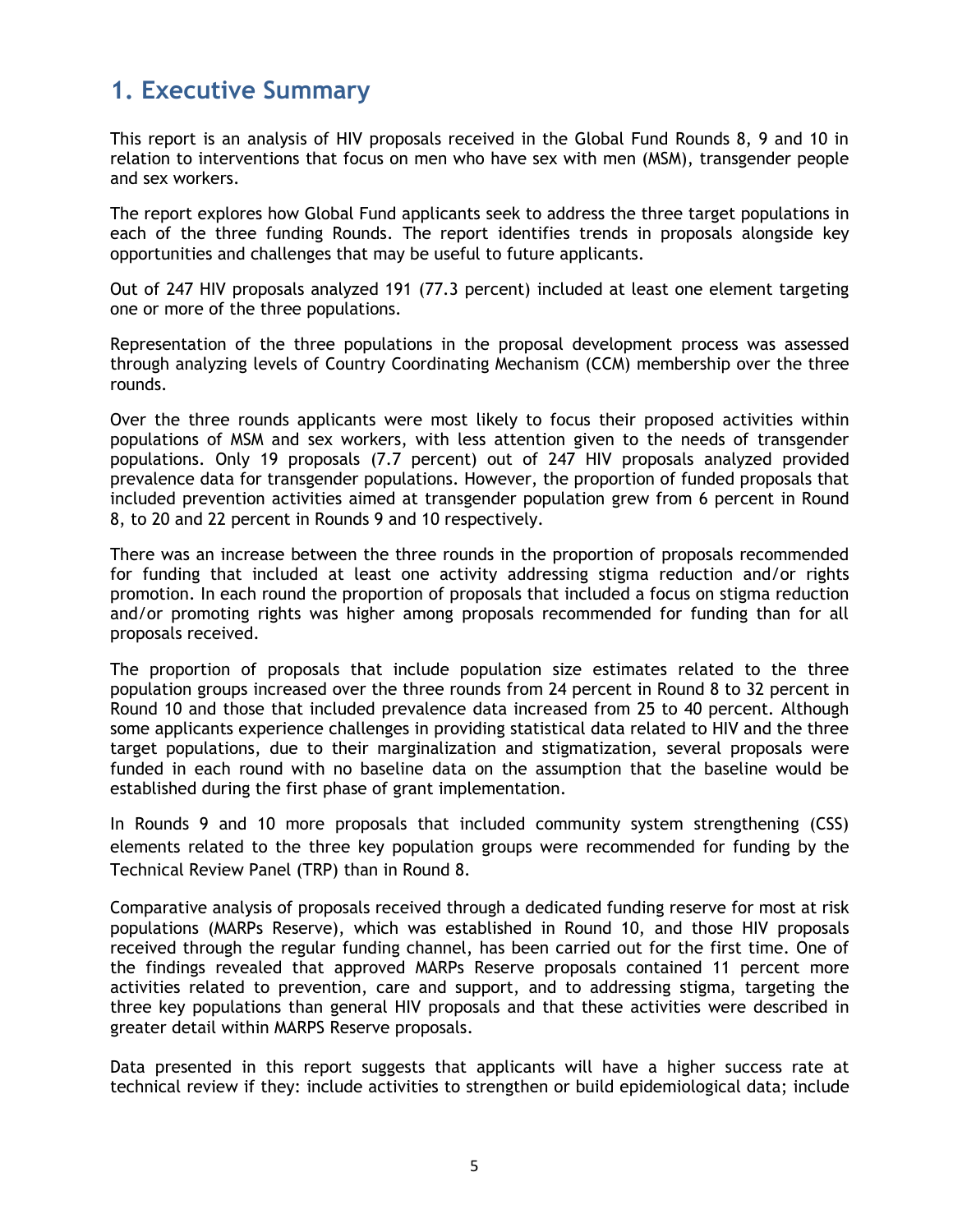## 1. Executive Summary

This report is an analysis of HIV proposals received in the Global Fund Rounds 8, 9 and 10 in relation to interventions that focus on men who have sex with men (MSM), transgender people and sex workers.

The report explores how Global Fund applicants seek to address the three target populations in each of the three funding Rounds. The report identifies trends in proposals alongside key opportunities and challenges that may be useful to future applicants.

Out of 247 HIV proposals analyzed 191 (77.3 percent) included at least one element targeting one or more of the three populations.

Representation of the three populations in the proposal development process was assessed through analyzing levels of Country Coordinating Mechanism (CCM) membership over the three rounds.

Over the three rounds applicants were most likely to focus their proposed activities within populations of MSM and sex workers, with less attention given to the needs of transgender populations. Only 19 proposals (7.7 percent) out of 247 HIV proposals analyzed provided prevalence data for transgender populations. However, the proportion of funded proposals that included prevention activities aimed at transgender population grew from 6 percent in Round 8, to 20 and 22 percent in Rounds 9 and 10 respectively.

There was an increase between the three rounds in the proportion of proposals recommended for funding that included at least one activity addressing stigma reduction and/or rights promotion. In each round the proportion of proposals that included a focus on stigma reduction and/or promoting rights was higher among proposals recommended for funding than for all proposals received.

The proportion of proposals that include population size estimates related to the three population groups increased over the three rounds from 24 percent in Round 8 to 32 percent in Round 10 and those that included prevalence data increased from 25 to 40 percent. Although some applicants experience challenges in providing statistical data related to HIV and the three target populations, due to their marginalization and stigmatization, several proposals were funded in each round with no baseline data on the assumption that the baseline would be established during the first phase of grant implementation.

In Rounds 9 and 10 more proposals that included community system strengthening (CSS) elements related to the three key population groups were recommended for funding by the Technical Review Panel (TRP) than in Round 8.

Comparative analysis of proposals received through a dedicated funding reserve for most at risk populations (MARPs Reserve), which was established in Round 10, and those HIV proposals received through the regular funding channel, has been carried out for the first time. One of the findings revealed that approved MARPs Reserve proposals contained 11 percent more activities related to prevention, care and support, and to addressing stigma, targeting the three key populations than general HIV proposals and that these activities were described in greater detail within MARPS Reserve proposals.

Data presented in this report suggests that applicants will have a higher success rate at technical review if they: include activities to strengthen or build epidemiological data; include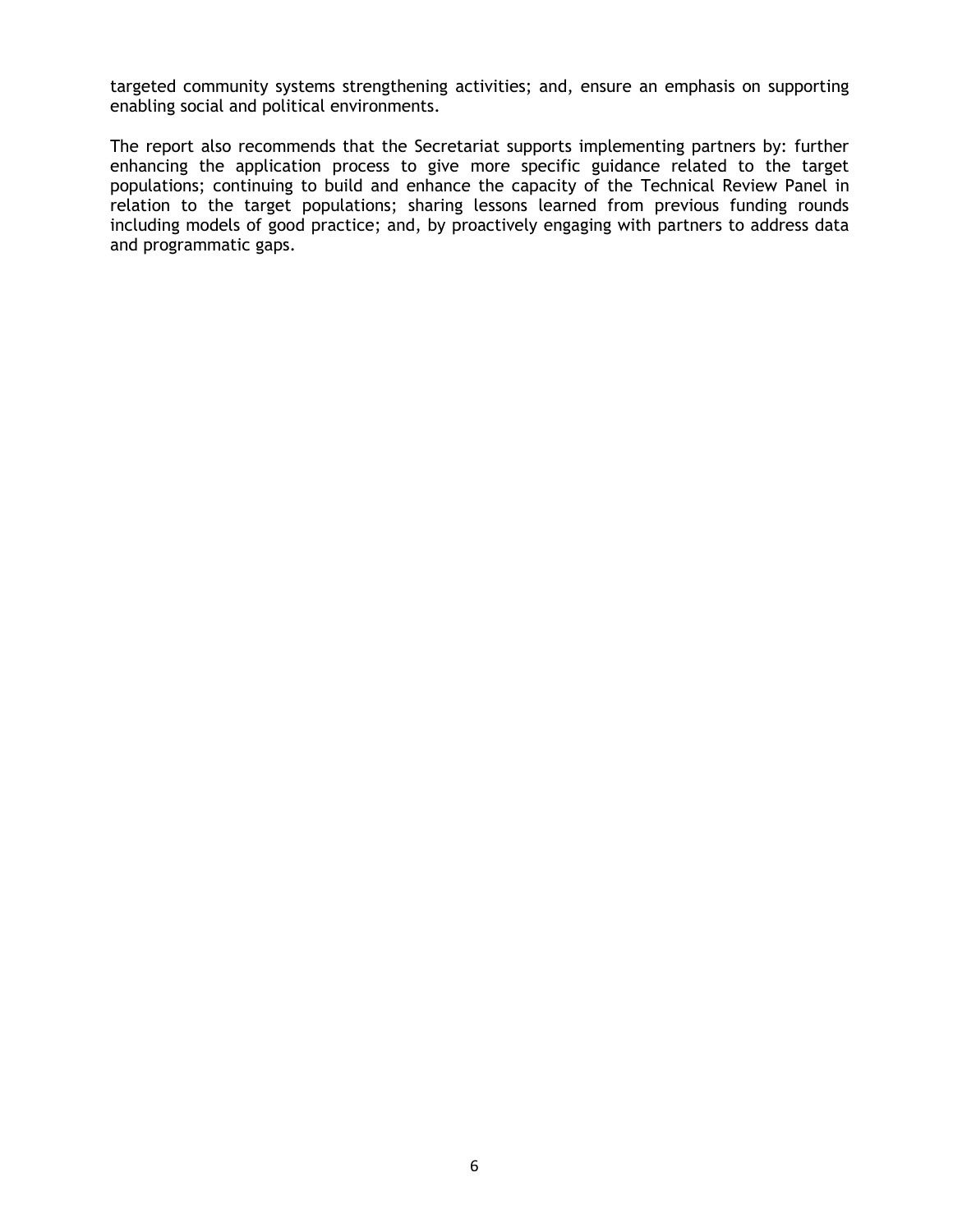targeted community systems strengthening activities; and, ensure an emphasis on supporting enabling social and political environments.

The report also recommends that the Secretariat supports implementing partners by: further enhancing the application process to give more specific guidance related to the target populations; continuing to build and enhance the capacity of the Technical Review Panel in relation to the target populations; sharing lessons learned from previous funding rounds including models of good practice; and, by proactively engaging with partners to address data and programmatic gaps.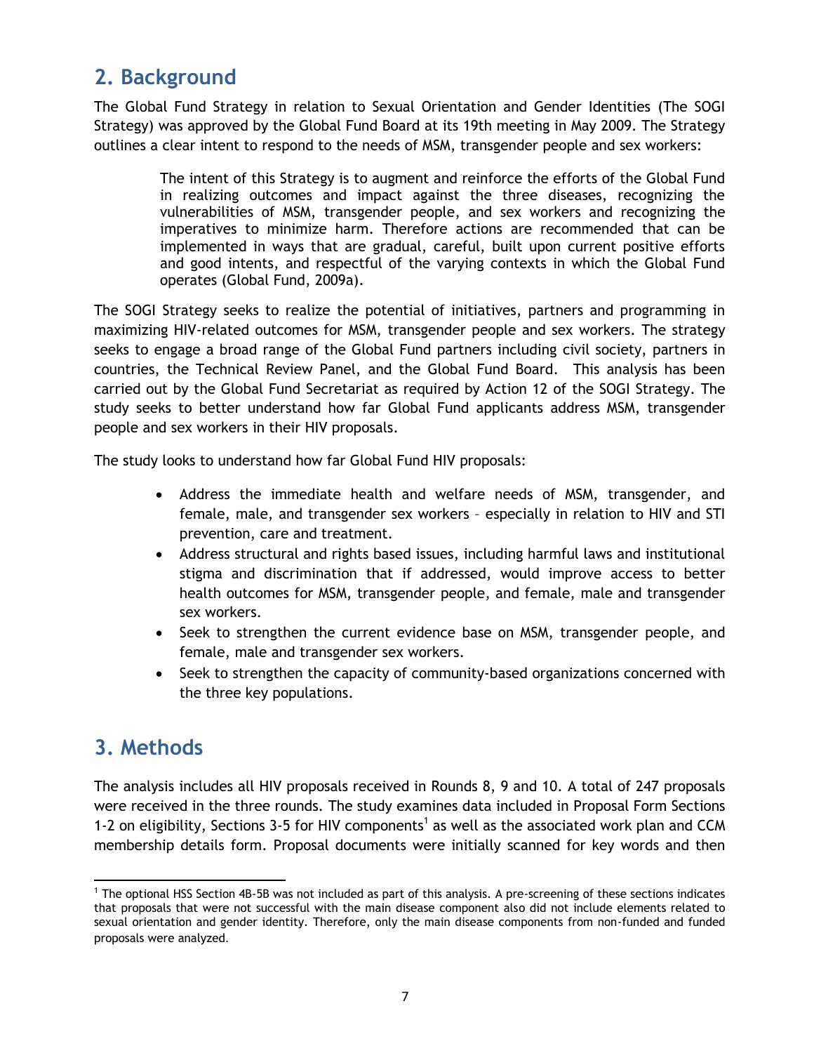## 2. Background

The Global Fund Strategy in relation to Sexual Orientation and Gender Identities (The SOGI Strategy) was approved by the Global Fund Board at its 19th meeting in May 2009. The Strategy outlines a clear intent to respond to the needs of MSM, transgender people and sex workers:

> The intent of this Strategy is to augment and reinforce the efforts of the Global Fund in realizing outcomes and impact against the three diseases, recognizing the vulnerabilities of MSM, transgender people, and sex workers and recognizing the imperatives to minimize harm. Therefore actions are recommended that can be implemented in ways that are gradual, careful, built upon current positive efforts and good intents, and respectful of the varying contexts in which the Global Fund operates (Global Fund, 2009a).

The SOGI Strategy seeks to realize the potential of initiatives, partners and programming in maximizing HIV-related outcomes for MSM, transgender people and sex workers. The strategy seeks to engage a broad range of the Global Fund partners including civil society, partners in countries, the Technical Review Panel, and the Global Fund Board. This analysis has been carried out by the Global Fund Secretariat as required by Action 12 of the SOGI Strategy. The study seeks to better understand how far Global Fund applicants address MSM, transgender people and sex workers in their HIV proposals.

The study looks to understand how far Global Fund HIV proposals:

- Address the immediate health and welfare needs of MSM, transgender, and female, male, and transgender sex workers – especially in relation to HIV and STI prevention, care and treatment.
- Address structural and rights based issues, including harmful laws and institutional stigma and discrimination that if addressed, would improve access to better health outcomes for MSM, transgender people, and female, male and transgender sex workers.
- Seek to strengthen the current evidence base on MSM, transgender people, and female, male and transgender sex workers.
- Seek to strengthen the capacity of community-based organizations concerned with the three key populations.

## 3. Methods

The analysis includes all HIV proposals received in Rounds 8, 9 and 10. A total of 247 proposals were received in the three rounds. The study examines data included in Proposal Form Sections 1-2 on eligibility, Sections 3-5 for HIV components[1] as well as the associated work plan and CCM membership details form. Proposal documents were initially scanned for key words and then

[1] The optional HSS Section 4B-5B was not included as part of this analysis. A pre-screening of these sections indicates that proposals that were not successful with the main disease component also did not include elements related to sexual orientation and gender identity. Therefore, only the main disease components from non-funded and funded proposals were analyzed.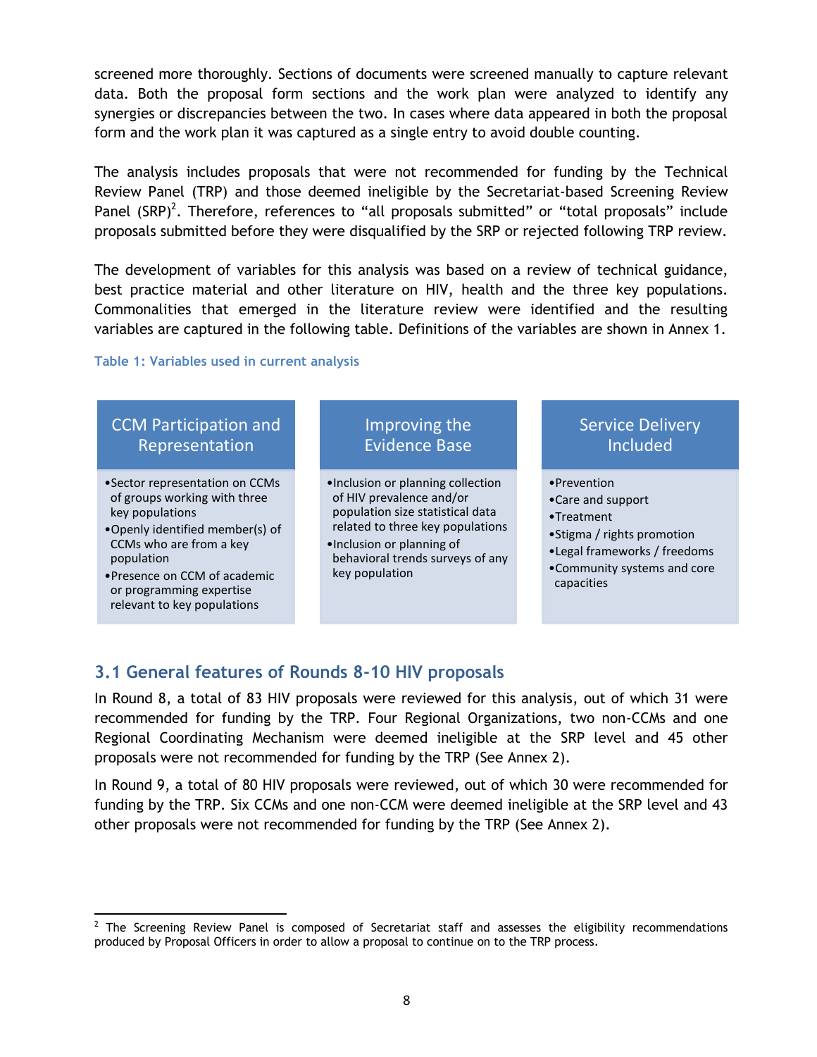screened more thoroughly. Sections of documents were screened manually to capture relevant data. Both the proposal form sections and the work plan were analyzed to identify any synergies or discrepancies between the two. In cases where data appeared in both the proposal form and the work plan it was captured as a single entry to avoid double counting.

The analysis includes proposals that were not recommended for funding by the Technical Review Panel (TRP) and those deemed ineligible by the Secretariat-based Screening Review Panel (SRP)[2]. Therefore, references to "all proposals submitted" or "total proposals" include proposals submitted before they were disqualified by the SRP or rejected following TRP review.

The development of variables for this analysis was based on a review of technical guidance, best practice material and other literature on HIV, health and the three key populations. Commonalities that emerged in the literature review were identified and the resulting variables are captured in the following table. Definitions of the variables are shown in Annex 1.

**Table 1: Variables used in current analysis**

| CCM Participation and Representation | Improving the Evidence Base | Service Delivery Included |
|---|---|---|
| • Sector representation on CCMs of groups working with three key populations<br>• Openly identified member(s) of CCMs who are from a key population<br>• Presence on CCM of academic or programming expertise relevant to key populations | • Inclusion or planning collection of HIV prevalence and/or population size statistical data related to three key populations<br>• Inclusion or planning of behavioral trends surveys of any key population | • Prevention<br>• Care and support<br>• Treatment<br>• Stigma / rights promotion<br>• Legal frameworks / freedoms<br>• Community systems and core capacities |

## 3.1 General features of Rounds 8-10 HIV proposals

In Round 8, a total of 83 HIV proposals were reviewed for this analysis, out of which 31 were recommended for funding by the TRP. Four Regional Organizations, two non-CCMs and one Regional Coordinating Mechanism were deemed ineligible at the SRP level and 45 other proposals were not recommended for funding by the TRP (See Annex 2).

In Round 9, a total of 80 HIV proposals were reviewed, out of which 30 were recommended for funding by the TRP. Six CCMs and one non-CCM were deemed ineligible at the SRP level and 43 other proposals were not recommended for funding by the TRP (See Annex 2).

[2] The Screening Review Panel is composed of Secretariat staff and assesses the eligibility recommendations produced by Proposal Officers in order to allow a proposal to continue on to the TRP process.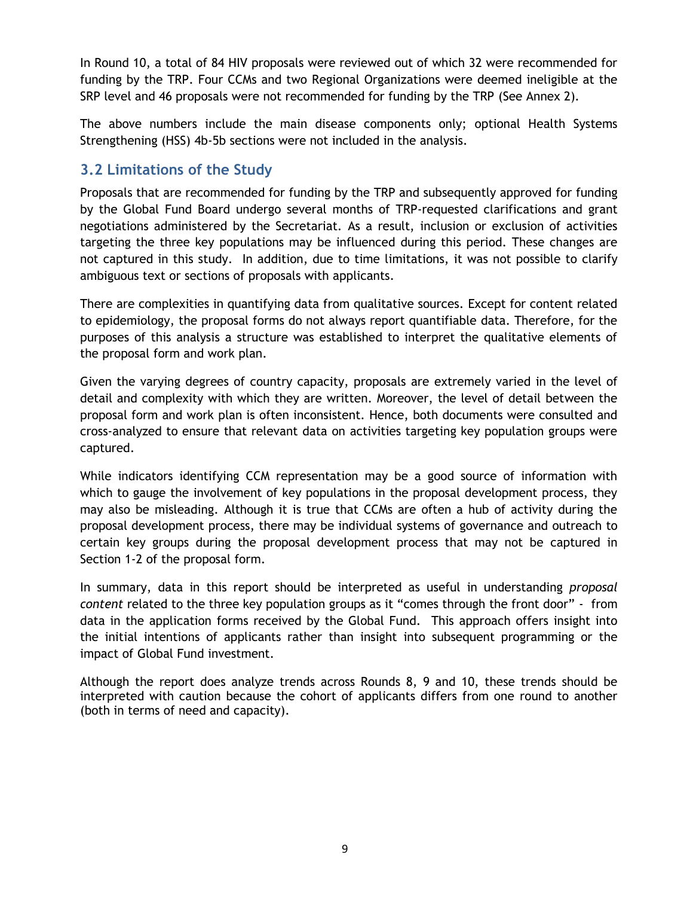In Round 10, a total of 84 HIV proposals were reviewed out of which 32 were recommended for funding by the TRP. Four CCMs and two Regional Organizations were deemed ineligible at the SRP level and 46 proposals were not recommended for funding by the TRP (See Annex 2).

The above numbers include the main disease components only; optional Health Systems Strengthening (HSS) 4b-5b sections were not included in the analysis.

## 3.2 Limitations of the Study

Proposals that are recommended for funding by the TRP and subsequently approved for funding by the Global Fund Board undergo several months of TRP-requested clarifications and grant negotiations administered by the Secretariat. As a result, inclusion or exclusion of activities targeting the three key populations may be influenced during this period. These changes are not captured in this study. In addition, due to time limitations, it was not possible to clarify ambiguous text or sections of proposals with applicants.

There are complexities in quantifying data from qualitative sources. Except for content related to epidemiology, the proposal forms do not always report quantifiable data. Therefore, for the purposes of this analysis a structure was established to interpret the qualitative elements of the proposal form and work plan.

Given the varying degrees of country capacity, proposals are extremely varied in the level of detail and complexity with which they are written. Moreover, the level of detail between the proposal form and work plan is often inconsistent. Hence, both documents were consulted and cross-analyzed to ensure that relevant data on activities targeting key population groups were captured.

While indicators identifying CCM representation may be a good source of information with which to gauge the involvement of key populations in the proposal development process, they may also be misleading. Although it is true that CCMs are often a hub of activity during the proposal development process, there may be individual systems of governance and outreach to certain key groups during the proposal development process that may not be captured in Section 1-2 of the proposal form.

In summary, data in this report should be interpreted as useful in understanding *proposal content* related to the three key population groups as it "comes through the front door" - from data in the application forms received by the Global Fund. This approach offers insight into the initial intentions of applicants rather than insight into subsequent programming or the impact of Global Fund investment.

Although the report does analyze trends across Rounds 8, 9 and 10, these trends should be interpreted with caution because the cohort of applicants differs from one round to another (both in terms of need and capacity).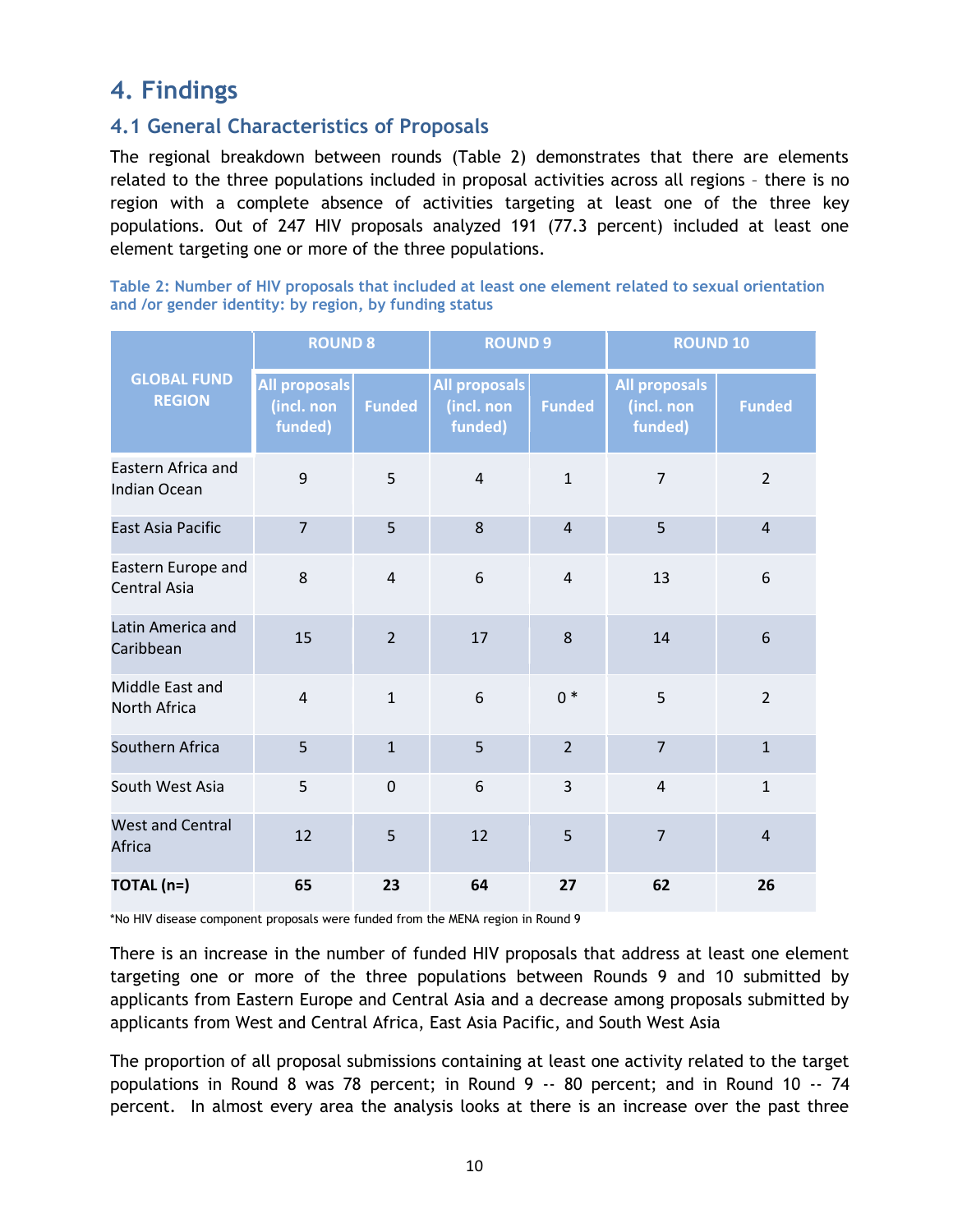# 4. Findings

## 4.1 General Characteristics of Proposals

The regional breakdown between rounds (Table 2) demonstrates that there are elements related to the three populations included in proposal activities across all regions – there is no region with a complete absence of activities targeting at least one of the three key populations. Out of 247 HIV proposals analyzed 191 (77.3 percent) included at least one element targeting one or more of the three populations.

**Table 2: Number of HIV proposals that included at least one element related to sexual orientation and /or gender identity: by region, by funding status**

| GLOBAL FUND REGION | ROUND 8 | | ROUND 9 | | ROUND 10 | |
|---|---|---|---|---|---|---|
| | All proposals (incl. non funded) | Funded | All proposals (incl. non funded) | Funded | All proposals (incl. non funded) | Funded |
| Eastern Africa and Indian Ocean | 9 | 5 | 4 | 1 | 7 | 2 |
| East Asia Pacific | 7 | 5 | 8 | 4 | 5 | 4 |
| Eastern Europe and Central Asia | 8 | 4 | 6 | 4 | 13 | 6 |
| Latin America and Caribbean | 15 | 2 | 17 | 8 | 14 | 6 |
| Middle East and North Africa | 4 | 1 | 6 | 0 * | 5 | 2 |
| Southern Africa | 5 | 1 | 5 | 2 | 7 | 1 |
| South West Asia | 5 | 0 | 6 | 3 | 4 | 1 |
| West and Central Africa | 12 | 5 | 12 | 5 | 7 | 4 |
| **TOTAL (n=)** | **65** | **23** | **64** | **27** | **62** | **26** |

*No HIV disease component proposals were funded from the MENA region in Round 9

There is an increase in the number of funded HIV proposals that address at least one element targeting one or more of the three populations between Rounds 9 and 10 submitted by applicants from Eastern Europe and Central Asia and a decrease among proposals submitted by applicants from West and Central Africa, East Asia Pacific, and South West Asia

The proportion of all proposal submissions containing at least one activity related to the target populations in Round 8 was 78 percent; in Round 9 -- 80 percent; and in Round 10 -- 74 percent. In almost every area the analysis looks at there is an increase over the past three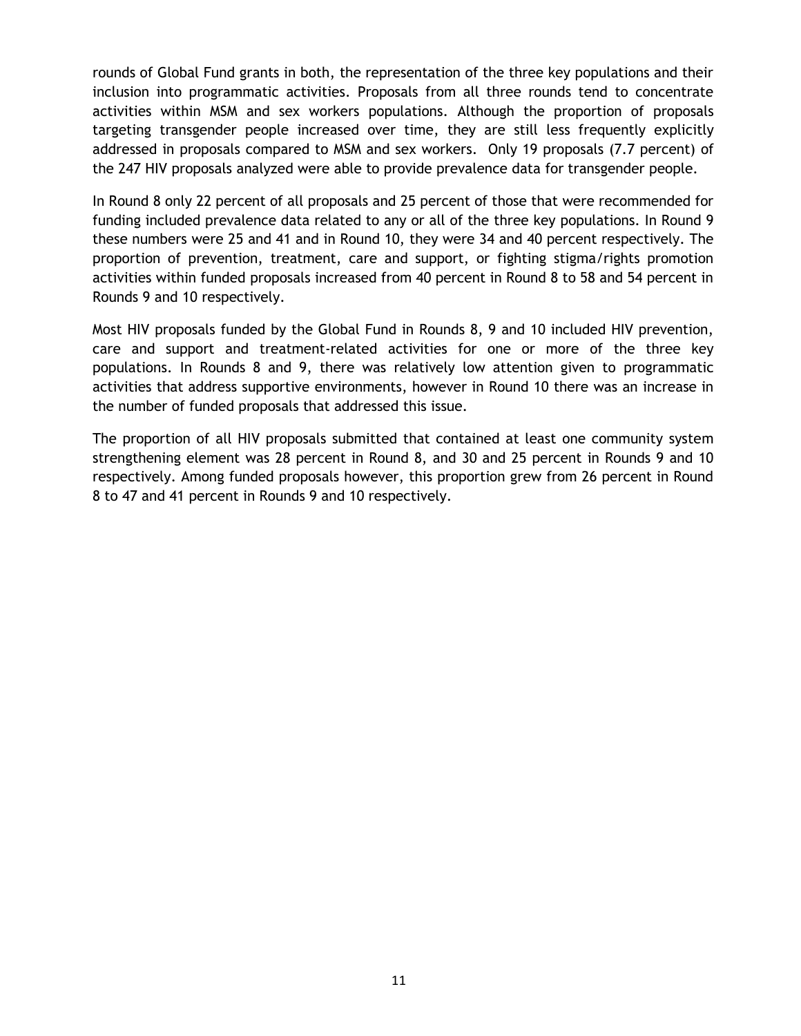rounds of Global Fund grants in both, the representation of the three key populations and their inclusion into programmatic activities. Proposals from all three rounds tend to concentrate activities within MSM and sex workers populations. Although the proportion of proposals targeting transgender people increased over time, they are still less frequently explicitly addressed in proposals compared to MSM and sex workers. Only 19 proposals (7.7 percent) of the 247 HIV proposals analyzed were able to provide prevalence data for transgender people.

In Round 8 only 22 percent of all proposals and 25 percent of those that were recommended for funding included prevalence data related to any or all of the three key populations. In Round 9 these numbers were 25 and 41 and in Round 10, they were 34 and 40 percent respectively. The proportion of prevention, treatment, care and support, or fighting stigma/rights promotion activities within funded proposals increased from 40 percent in Round 8 to 58 and 54 percent in Rounds 9 and 10 respectively.

Most HIV proposals funded by the Global Fund in Rounds 8, 9 and 10 included HIV prevention, care and support and treatment-related activities for one or more of the three key populations. In Rounds 8 and 9, there was relatively low attention given to programmatic activities that address supportive environments, however in Round 10 there was an increase in the number of funded proposals that addressed this issue.

The proportion of all HIV proposals submitted that contained at least one community system strengthening element was 28 percent in Round 8, and 30 and 25 percent in Rounds 9 and 10 respectively. Among funded proposals however, this proportion grew from 26 percent in Round 8 to 47 and 41 percent in Rounds 9 and 10 respectively.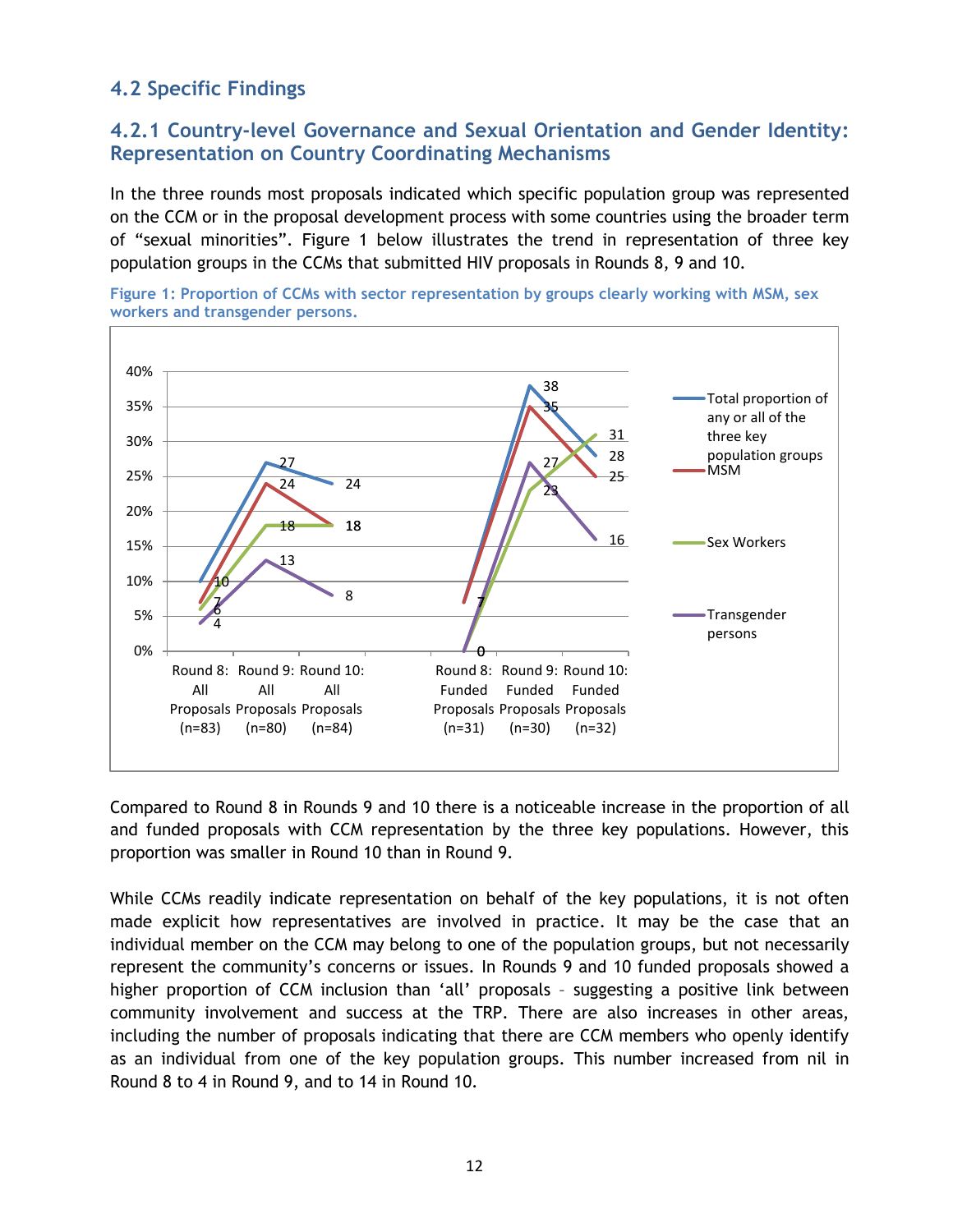## 4.2 Specific Findings

### 4.2.1 Country-level Governance and Sexual Orientation and Gender Identity: Representation on Country Coordinating Mechanisms

In the three rounds most proposals indicated which specific population group was represented on the CCM or in the proposal development process with some countries using the broader term of "sexual minorities". Figure 1 below illustrates the trend in representation of three key population groups in the CCMs that submitted HIV proposals in Rounds 8, 9 and 10.

**Figure 1: Proportion of CCMs with sector representation by groups clearly working with MSM, sex workers and transgender persons.**

40%
35%
30%
25%
20%
15%
10%
5%
0%

Round 8: All Proposals (n=83)
Round 9: All Proposals (n=80)
Round 10: All Proposals (n=84)
Round 8: Funded Proposals (n=31)
Round 9: Funded Proposals (n=30)
Round 10: Funded Proposals (n=32)

10, 7, 6, 4
27, 24, 18, 13
24, 18, 18, 8
7, 0
38, 35, 27, 23
31, 28, 25, 16

Total proportion of any or all of the three key population groups
MSM
Sex Workers
Transgender persons

Compared to Round 8 in Rounds 9 and 10 there is a noticeable increase in the proportion of all and funded proposals with CCM representation by the three key populations. However, this proportion was smaller in Round 10 than in Round 9.

While CCMs readily indicate representation on behalf of the key populations, it is not often made explicit how representatives are involved in practice. It may be the case that an individual member on the CCM may belong to one of the population groups, but not necessarily represent the community's concerns or issues. In Rounds 9 and 10 funded proposals showed a higher proportion of CCM inclusion than 'all' proposals – suggesting a positive link between community involvement and success at the TRP. There are also increases in other areas, including the number of proposals indicating that there are CCM members who openly identify as an individual from one of the key population groups. This number increased from nil in Round 8 to 4 in Round 9, and to 14 in Round 10.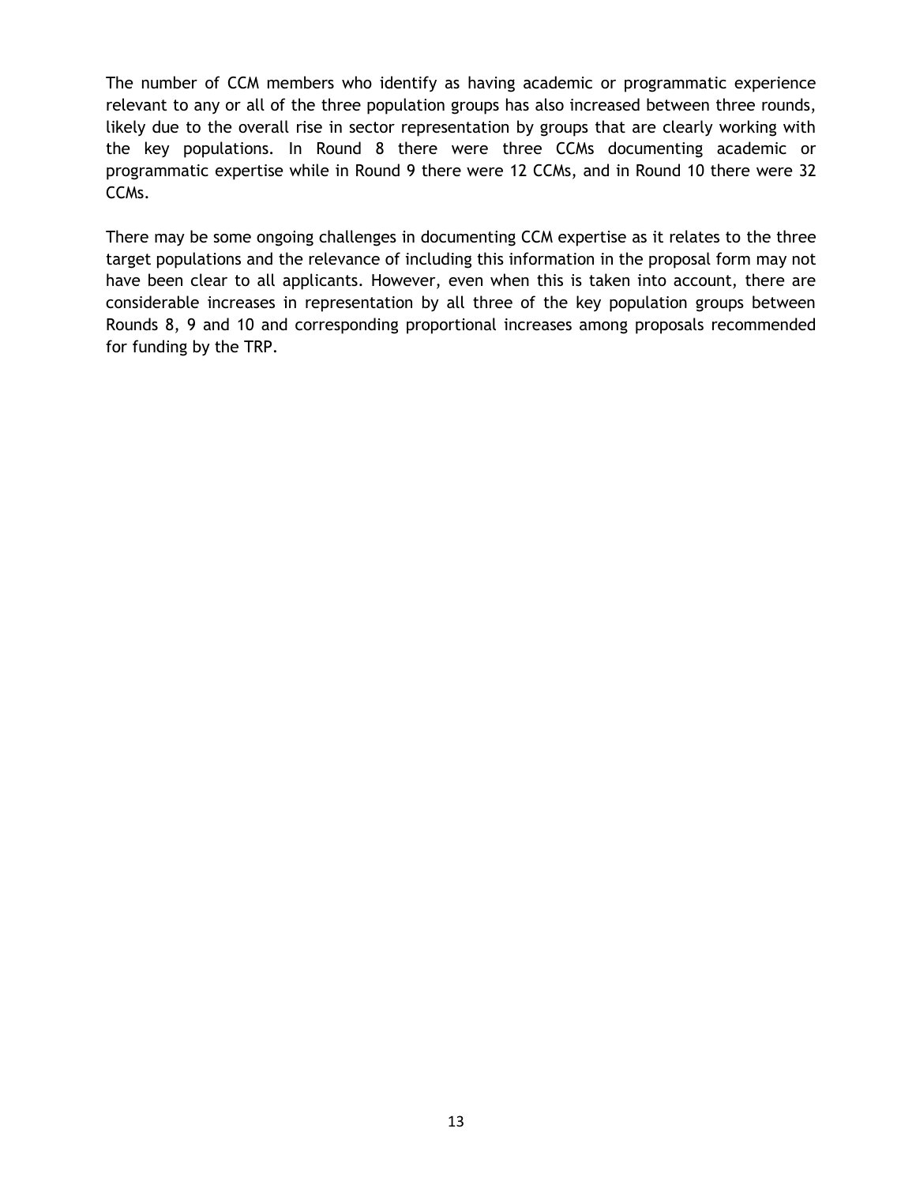The number of CCM members who identify as having academic or programmatic experience relevant to any or all of the three population groups has also increased between three rounds, likely due to the overall rise in sector representation by groups that are clearly working with the key populations. In Round 8 there were three CCMs documenting academic or programmatic expertise while in Round 9 there were 12 CCMs, and in Round 10 there were 32 CCMs.

There may be some ongoing challenges in documenting CCM expertise as it relates to the three target populations and the relevance of including this information in the proposal form may not have been clear to all applicants. However, even when this is taken into account, there are considerable increases in representation by all three of the key population groups between Rounds 8, 9 and 10 and corresponding proportional increases among proposals recommended for funding by the TRP.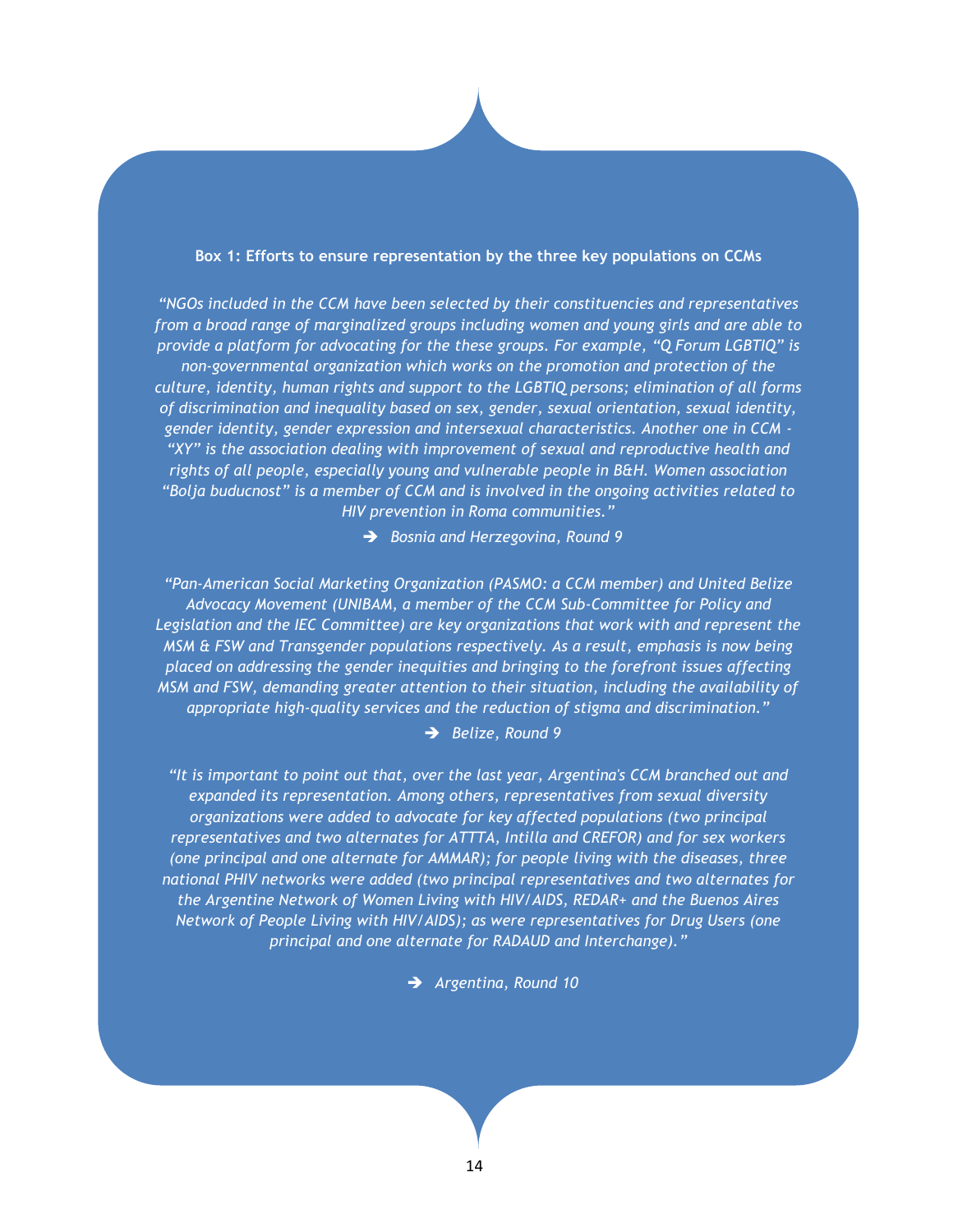**Box 1: Efforts to ensure representation by the three key populations on CCMs**

*"NGOs included in the CCM have been selected by their constituencies and representatives from a broad range of marginalized groups including women and young girls and are able to provide a platform for advocating for the these groups. For example, "Q Forum LGBTIQ" is non-governmental organization which works on the promotion and protection of the culture, identity, human rights and support to the LGBTIQ persons; elimination of all forms of discrimination and inequality based on sex, gender, sexual orientation, sexual identity, gender identity, gender expression and intersexual characteristics. Another one in CCM - "XY" is the association dealing with improvement of sexual and reproductive health and rights of all people, especially young and vulnerable people in B&H. Women association "Bolja buducnost" is a member of CCM and is involved in the ongoing activities related to HIV prevention in Roma communities."*

➔ *Bosnia and Herzegovina, Round 9*

*"Pan-American Social Marketing Organization (PASMO: a CCM member) and United Belize Advocacy Movement (UNIBAM, a member of the CCM Sub-Committee for Policy and Legislation and the IEC Committee) are key organizations that work with and represent the MSM & FSW and Transgender populations respectively. As a result, emphasis is now being placed on addressing the gender inequities and bringing to the forefront issues affecting MSM and FSW, demanding greater attention to their situation, including the availability of appropriate high-quality services and the reduction of stigma and discrimination."*

➔ *Belize, Round 9*

*"It is important to point out that, over the last year, Argentina's CCM branched out and expanded its representation. Among others, representatives from sexual diversity organizations were added to advocate for key affected populations (two principal representatives and two alternates for ATTTA, Intilla and CREFOR) and for sex workers (one principal and one alternate for AMMAR); for people living with the diseases, three national PHIV networks were added (two principal representatives and two alternates for the Argentine Network of Women Living with HIV/AIDS, REDAR+ and the Buenos Aires Network of People Living with HIV/AIDS); as were representatives for Drug Users (one principal and one alternate for RADAUD and Interchange)."*

➔ *Argentina, Round 10*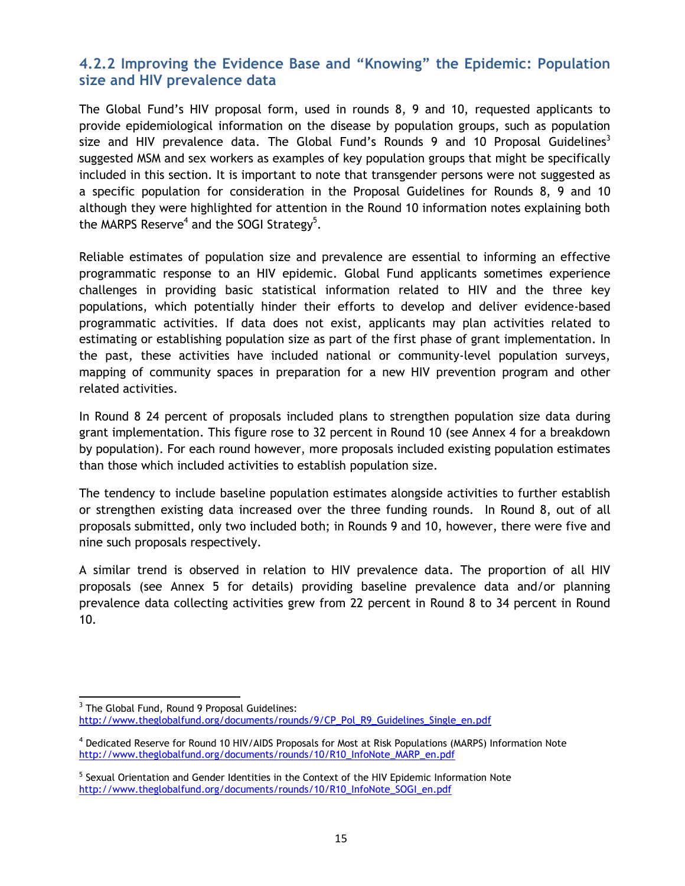### 4.2.2 Improving the Evidence Base and "Knowing" the Epidemic: Population size and HIV prevalence data

The Global Fund's HIV proposal form, used in rounds 8, 9 and 10, requested applicants to provide epidemiological information on the disease by population groups, such as population size and HIV prevalence data. The Global Fund's Rounds 9 and 10 Proposal Guidelines[3] suggested MSM and sex workers as examples of key population groups that might be specifically included in this section. It is important to note that transgender persons were not suggested as a specific population for consideration in the Proposal Guidelines for Rounds 8, 9 and 10 although they were highlighted for attention in the Round 10 information notes explaining both the MARPS Reserve[4] and the SOGI Strategy[5].

Reliable estimates of population size and prevalence are essential to informing an effective programmatic response to an HIV epidemic. Global Fund applicants sometimes experience challenges in providing basic statistical information related to HIV and the three key populations, which potentially hinder their efforts to develop and deliver evidence-based programmatic activities. If data does not exist, applicants may plan activities related to estimating or establishing population size as part of the first phase of grant implementation. In the past, these activities have included national or community-level population surveys, mapping of community spaces in preparation for a new HIV prevention program and other related activities.

In Round 8 24 percent of proposals included plans to strengthen population size data during grant implementation. This figure rose to 32 percent in Round 10 (see Annex 4 for a breakdown by population). For each round however, more proposals included existing population estimates than those which included activities to establish population size.

The tendency to include baseline population estimates alongside activities to further establish or strengthen existing data increased over the three funding rounds. In Round 8, out of all proposals submitted, only two included both; in Rounds 9 and 10, however, there were five and nine such proposals respectively.

A similar trend is observed in relation to HIV prevalence data. The proportion of all HIV proposals (see Annex 5 for details) providing baseline prevalence data and/or planning prevalence data collecting activities grew from 22 percent in Round 8 to 34 percent in Round 10.

---

[3] The Global Fund, Round 9 Proposal Guidelines: http://www.theglobalfund.org/documents/rounds/9/CP_Pol_R9_Guidelines_Single_en.pdf

[4] Dedicated Reserve for Round 10 HIV/AIDS Proposals for Most at Risk Populations (MARPS) Information Note http://www.theglobalfund.org/documents/rounds/10/R10_InfoNote_MARP_en.pdf

[5] Sexual Orientation and Gender Identities in the Context of the HIV Epidemic Information Note http://www.theglobalfund.org/documents/rounds/10/R10_InfoNote_SOGI_en.pdf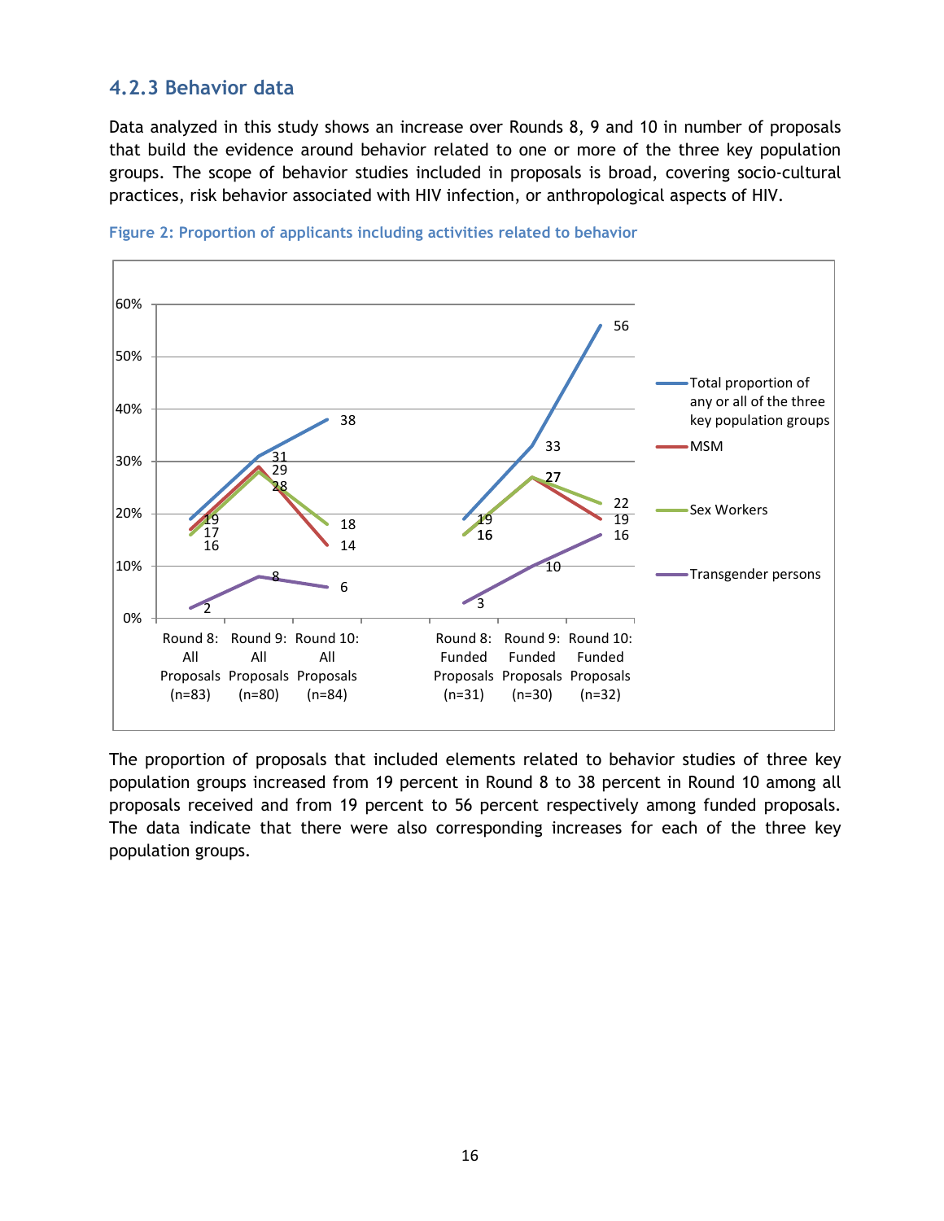### 4.2.3 Behavior data

Data analyzed in this study shows an increase over Rounds 8, 9 and 10 in number of proposals that build the evidence around behavior related to one or more of the three key population groups. The scope of behavior studies included in proposals is broad, covering socio-cultural practices, risk behavior associated with HIV infection, or anthropological aspects of HIV.

**Figure 2: Proportion of applicants including activities related to behavior**

60%
50%
40%
30%
20%
10%
0%

56
38
33
31
29
28
27
22
19
19
18
17
16
16
19
16
14
10
8
6
3
2

Round 8: All Proposals (n=83)
Round 9: All Proposals (n=80)
Round 10: All Proposals (n=84)
Round 8: Funded Proposals (n=31)
Round 9: Funded Proposals (n=30)
Round 10: Funded Proposals (n=32)

Total proportion of any or all of the three key population groups
MSM
Sex Workers
Transgender persons

The proportion of proposals that included elements related to behavior studies of three key population groups increased from 19 percent in Round 8 to 38 percent in Round 10 among all proposals received and from 19 percent to 56 percent respectively among funded proposals. The data indicate that there were also corresponding increases for each of the three key population groups.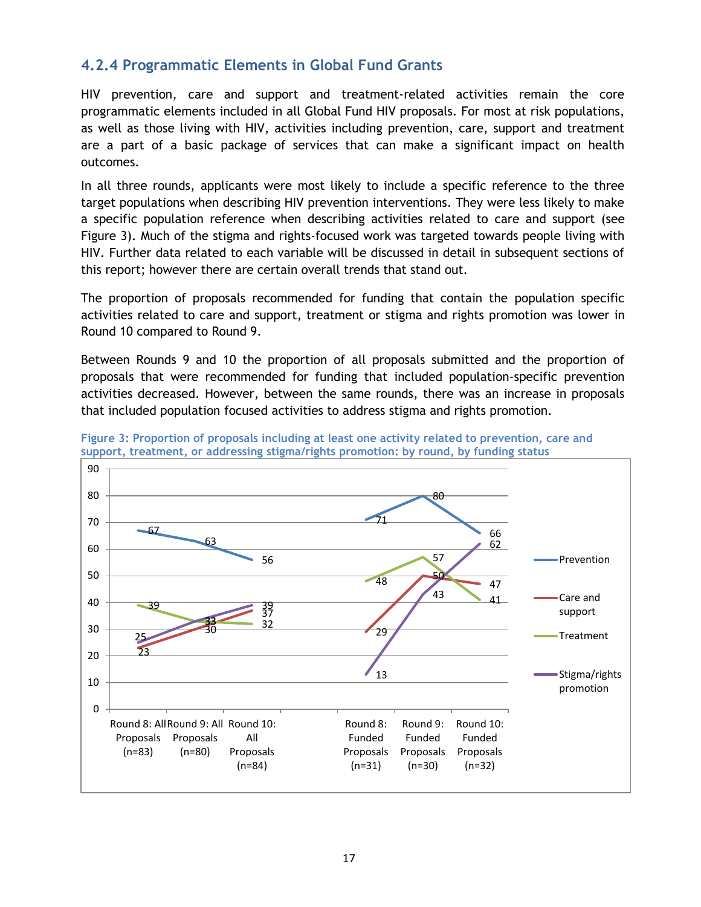### 4.2.4 Programmatic Elements in Global Fund Grants

HIV prevention, care and support and treatment-related activities remain the core programmatic elements included in all Global Fund HIV proposals. For most at risk populations, as well as those living with HIV, activities including prevention, care, support and treatment are a part of a basic package of services that can make a significant impact on health outcomes.

In all three rounds, applicants were most likely to include a specific reference to the three target populations when describing HIV prevention interventions. They were less likely to make a specific population reference when describing activities related to care and support (see Figure 3). Much of the stigma and rights-focused work was targeted towards people living with HIV. Further data related to each variable will be discussed in detail in subsequent sections of this report; however there are certain overall trends that stand out.

The proportion of proposals recommended for funding that contain the population specific activities related to care and support, treatment or stigma and rights promotion was lower in Round 10 compared to Round 9.

Between Rounds 9 and 10 the proportion of all proposals submitted and the proportion of proposals that were recommended for funding that included population-specific prevention activities decreased. However, between the same rounds, there was an increase in proposals that included population focused activities to address stigma and rights promotion.

**Figure 3: Proportion of proposals including at least one activity related to prevention, care and support, treatment, or addressing stigma/rights promotion: by round, by funding status**

0
10
20
30
40
50
60
70
80
90

Round 8: All Proposals (n=83)
Round 9: All Proposals (n=80)
Round 10: All Proposals (n=84)
Round 8: Funded Proposals (n=31)
Round 9: Funded Proposals (n=30)
Round 10: Funded Proposals (n=32)

67
63
56
39
33
32
25
30
39
23
37
71
80
66
62
48
57
41
29
50
47
13
43

Prevention
Care and support
Treatment
Stigma/rights promotion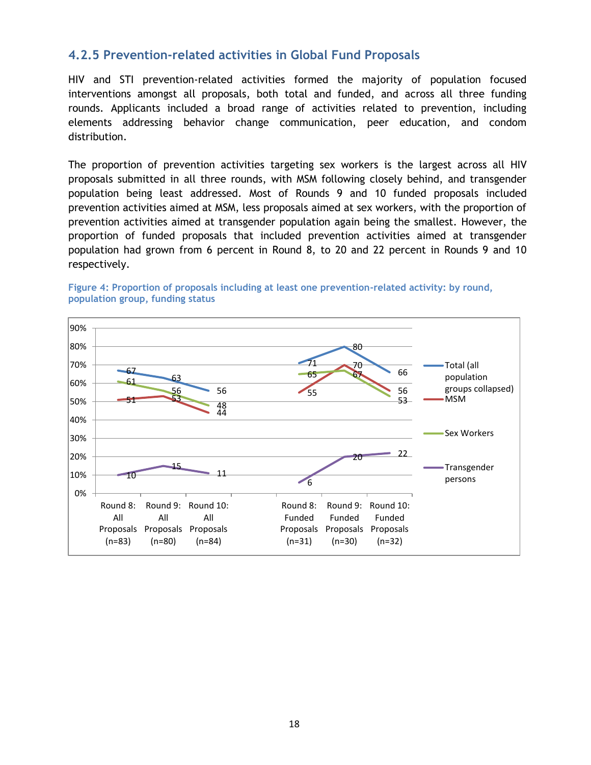### 4.2.5 Prevention-related activities in Global Fund Proposals

HIV and STI prevention-related activities formed the majority of population focused interventions amongst all proposals, both total and funded, and across all three funding rounds. Applicants included a broad range of activities related to prevention, including elements addressing behavior change communication, peer education, and condom distribution.

The proportion of prevention activities targeting sex workers is the largest across all HIV proposals submitted in all three rounds, with MSM following closely behind, and transgender population being least addressed. Most of Rounds 9 and 10 funded proposals included prevention activities aimed at MSM, less proposals aimed at sex workers, with the proportion of prevention activities aimed at transgender population again being the smallest. However, the proportion of funded proposals that included prevention activities aimed at transgender population had grown from 6 percent in Round 8, to 20 and 22 percent in Rounds 9 and 10 respectively.

**Figure 4: Proportion of proposals including at least one prevention-related activity: by round, population group, funding status**

90%
80%
70%
60%
50%
40%
30%
20%
10%
0%

67
63
56
61
56
48
51
53
44
10
15
11
71
80
66
65
67
53
55
70
56
6
20
22

Round 8: All Proposals (n=83)
Round 9: All Proposals (n=80)
Round 10: All Proposals (n=84)
Round 8: Funded Proposals (n=31)
Round 9: Funded Proposals (n=30)
Round 10: Funded Proposals (n=32)

Total (all population groups collapsed)
MSM
Sex Workers
Transgender persons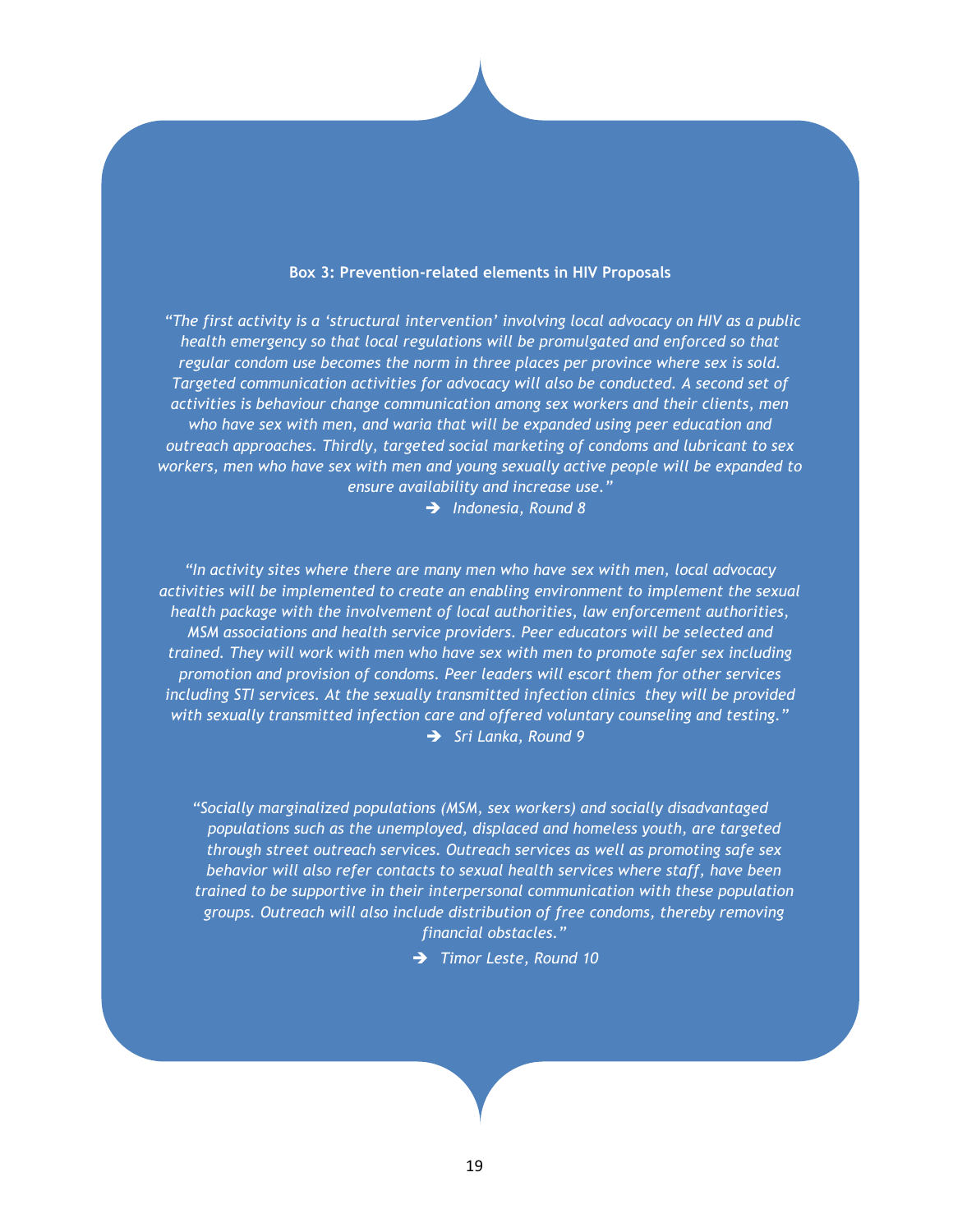**Box 3: Prevention-related elements in HIV Proposals**

*"The first activity is a 'structural intervention' involving local advocacy on HIV as a public health emergency so that local regulations will be promulgated and enforced so that regular condom use becomes the norm in three places per province where sex is sold. Targeted communication activities for advocacy will also be conducted. A second set of activities is behaviour change communication among sex workers and their clients, men who have sex with men, and waria that will be expanded using peer education and outreach approaches. Thirdly, targeted social marketing of condoms and lubricant to sex workers, men who have sex with men and young sexually active people will be expanded to ensure availability and increase use."*

➔ *Indonesia, Round 8*

*"In activity sites where there are many men who have sex with men, local advocacy activities will be implemented to create an enabling environment to implement the sexual health package with the involvement of local authorities, law enforcement authorities, MSM associations and health service providers. Peer educators will be selected and trained. They will work with men who have sex with men to promote safer sex including promotion and provision of condoms. Peer leaders will escort them for other services including STI services. At the sexually transmitted infection clinics they will be provided with sexually transmitted infection care and offered voluntary counseling and testing."*

➔ *Sri Lanka, Round 9*

*"Socially marginalized populations (MSM, sex workers) and socially disadvantaged populations such as the unemployed, displaced and homeless youth, are targeted through street outreach services. Outreach services as well as promoting safe sex behavior will also refer contacts to sexual health services where staff, have been trained to be supportive in their interpersonal communication with these population groups. Outreach will also include distribution of free condoms, thereby removing financial obstacles."*

➔ *Timor Leste, Round 10*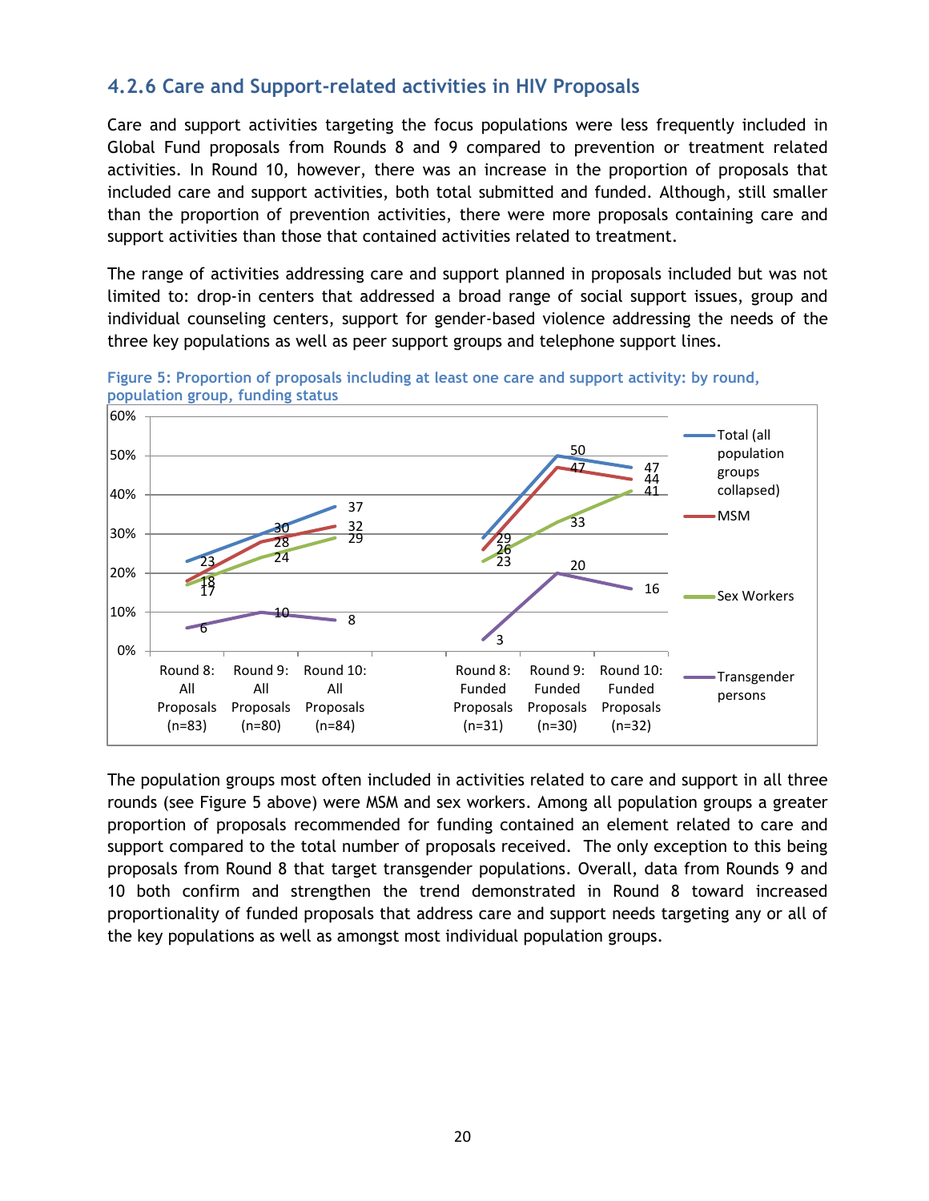### 4.2.6 Care and Support-related activities in HIV Proposals

Care and support activities targeting the focus populations were less frequently included in Global Fund proposals from Rounds 8 and 9 compared to prevention or treatment related activities. In Round 10, however, there was an increase in the proportion of proposals that included care and support activities, both total submitted and funded. Although, still smaller than the proportion of prevention activities, there were more proposals containing care and support activities than those that contained activities related to treatment.

The range of activities addressing care and support planned in proposals included but was not limited to: drop-in centers that addressed a broad range of social support issues, group and individual counseling centers, support for gender-based violence addressing the needs of the three key populations as well as peer support groups and telephone support lines.

**Figure 5: Proportion of proposals including at least one care and support activity: by round, population group, funding status**

60%
50%
40%
30%
20%
10%
0%

23 30 37
18 28 32
17 24 29
6 10 8

29 50 47
26 47 44
23 33 41
3 20 16

Round 8: All Proposals (n=83)
Round 9: All Proposals (n=80)
Round 10: All Proposals (n=84)
Round 8: Funded Proposals (n=31)
Round 9: Funded Proposals (n=30)
Round 10: Funded Proposals (n=32)

Total (all population groups collapsed)
MSM
Sex Workers
Transgender persons

The population groups most often included in activities related to care and support in all three rounds (see Figure 5 above) were MSM and sex workers. Among all population groups a greater proportion of proposals recommended for funding contained an element related to care and support compared to the total number of proposals received. The only exception to this being proposals from Round 8 that target transgender populations. Overall, data from Rounds 9 and 10 both confirm and strengthen the trend demonstrated in Round 8 toward increased proportionality of funded proposals that address care and support needs targeting any or all of the key populations as well as amongst most individual population groups.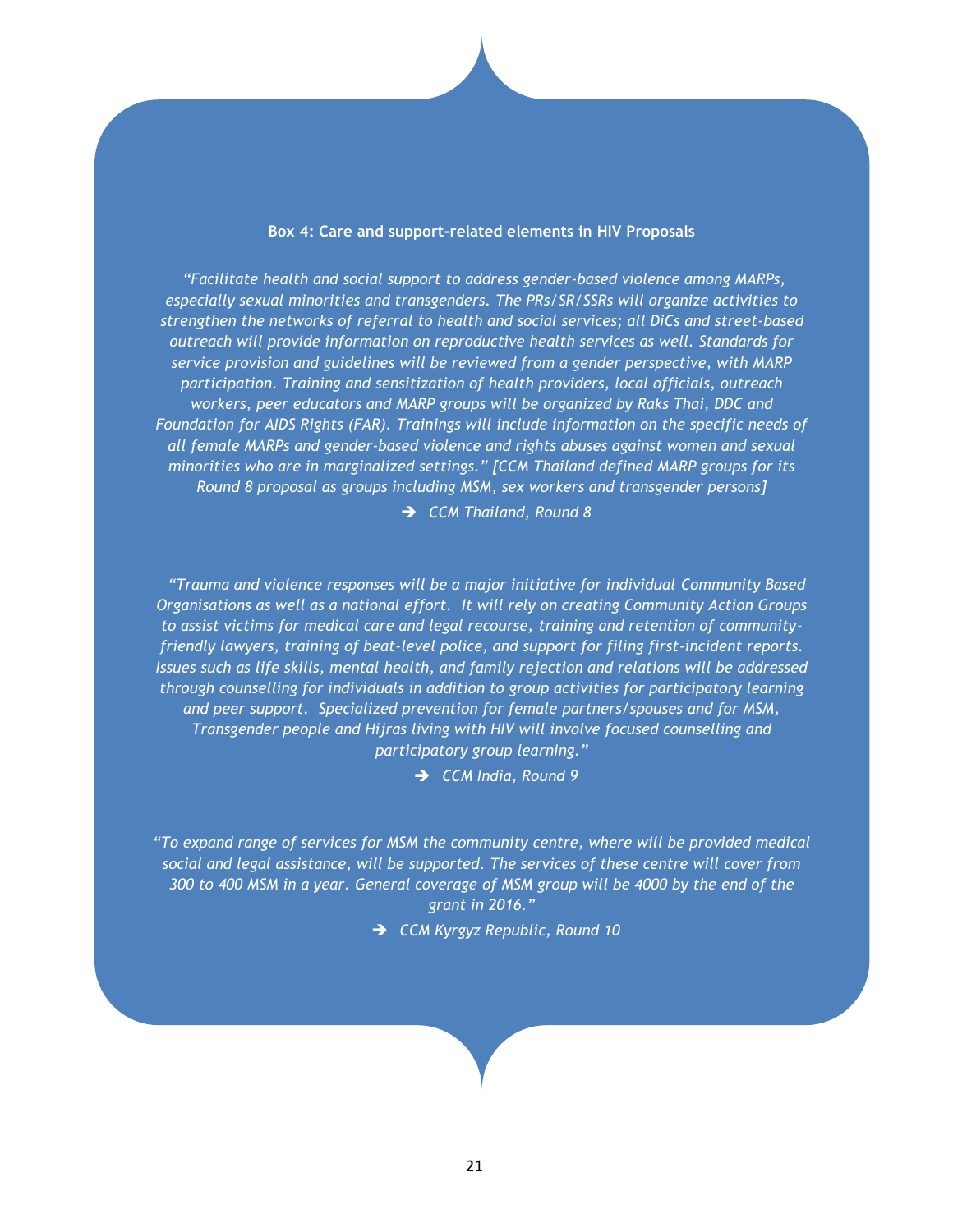**Box 4: Care and support-related elements in HIV Proposals**

*"Facilitate health and social support to address gender-based violence among MARPs, especially sexual minorities and transgenders. The PRs/SR/SSRs will organize activities to strengthen the networks of referral to health and social services; all DiCs and street-based outreach will provide information on reproductive health services as well. Standards for service provision and guidelines will be reviewed from a gender perspective, with MARP participation. Training and sensitization of health providers, local officials, outreach workers, peer educators and MARP groups will be organized by Raks Thai, DDC and Foundation for AIDS Rights (FAR). Trainings will include information on the specific needs of all female MARPs and gender-based violence and rights abuses against women and sexual minorities who are in marginalized settings." [CCM Thailand defined MARP groups for its Round 8 proposal as groups including MSM, sex workers and transgender persons]*

➔ *CCM Thailand, Round 8*

*"Trauma and violence responses will be a major initiative for individual Community Based Organisations as well as a national effort. It will rely on creating Community Action Groups to assist victims for medical care and legal recourse, training and retention of community-friendly lawyers, training of beat-level police, and support for filing first-incident reports. Issues such as life skills, mental health, and family rejection and relations will be addressed through counselling for individuals in addition to group activities for participatory learning and peer support. Specialized prevention for female partners/spouses and for MSM, Transgender people and Hijras living with HIV will involve focused counselling and participatory group learning."*

➔ *CCM India, Round 9*

*"To expand range of services for MSM the community centre, where will be provided medical social and legal assistance, will be supported. The services of these centre will cover from 300 to 400 MSM in a year. General coverage of MSM group will be 4000 by the end of the grant in 2016."*

➔ *CCM Kyrgyz Republic, Round 10*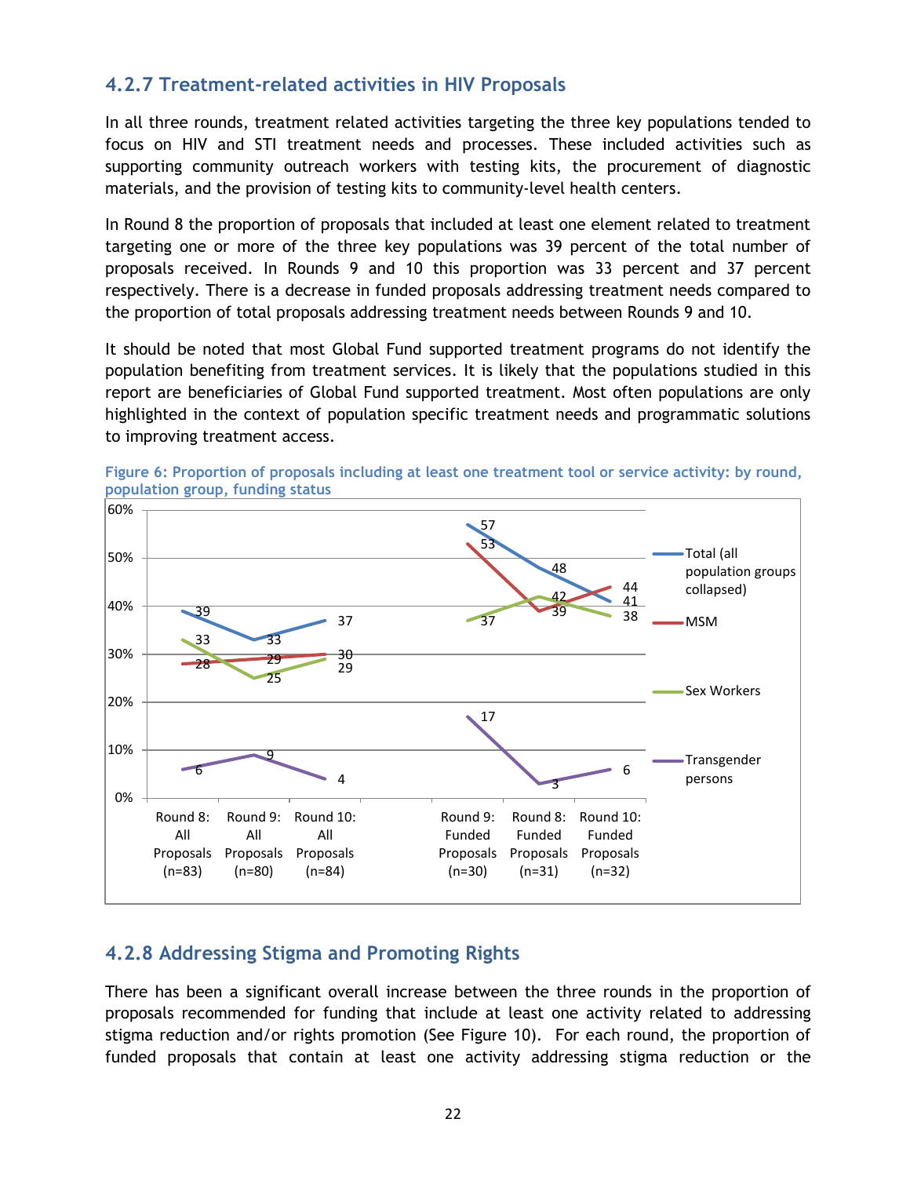### 4.2.7 Treatment-related activities in HIV Proposals

In all three rounds, treatment related activities targeting the three key populations tended to focus on HIV and STI treatment needs and processes. These included activities such as supporting community outreach workers with testing kits, the procurement of diagnostic materials, and the provision of testing kits to community-level health centers.

In Round 8 the proportion of proposals that included at least one element related to treatment targeting one or more of the three key populations was 39 percent of the total number of proposals received. In Rounds 9 and 10 this proportion was 33 percent and 37 percent respectively. There is a decrease in funded proposals addressing treatment needs compared to the proportion of total proposals addressing treatment needs between Rounds 9 and 10.

It should be noted that most Global Fund supported treatment programs do not identify the population benefiting from treatment services. It is likely that the populations studied in this report are beneficiaries of Global Fund supported treatment. Most often populations are only highlighted in the context of population specific treatment needs and programmatic solutions to improving treatment access.

Figure 6: Proportion of proposals including at least one treatment tool or service activity: by round, population group, funding status

60%
50%
40%
30%
20%
10%
0%

39 33 37
33 25 29
28 29 30
6 9 4

57 48 41
53 39 44
37 42 38
17 3 6

Round 8: All Proposals (n=83)
Round 9: All Proposals (n=80)
Round 10: All Proposals (n=84)
Round 9: Funded Proposals (n=30)
Round 8: Funded Proposals (n=31)
Round 10: Funded Proposals (n=32)

Total (all population groups collapsed)
MSM
Sex Workers
Transgender persons

### 4.2.8 Addressing Stigma and Promoting Rights

There has been a significant overall increase between the three rounds in the proportion of proposals recommended for funding that include at least one activity related to addressing stigma reduction and/or rights promotion (See Figure 10). For each round, the proportion of funded proposals that contain at least one activity addressing stigma reduction or the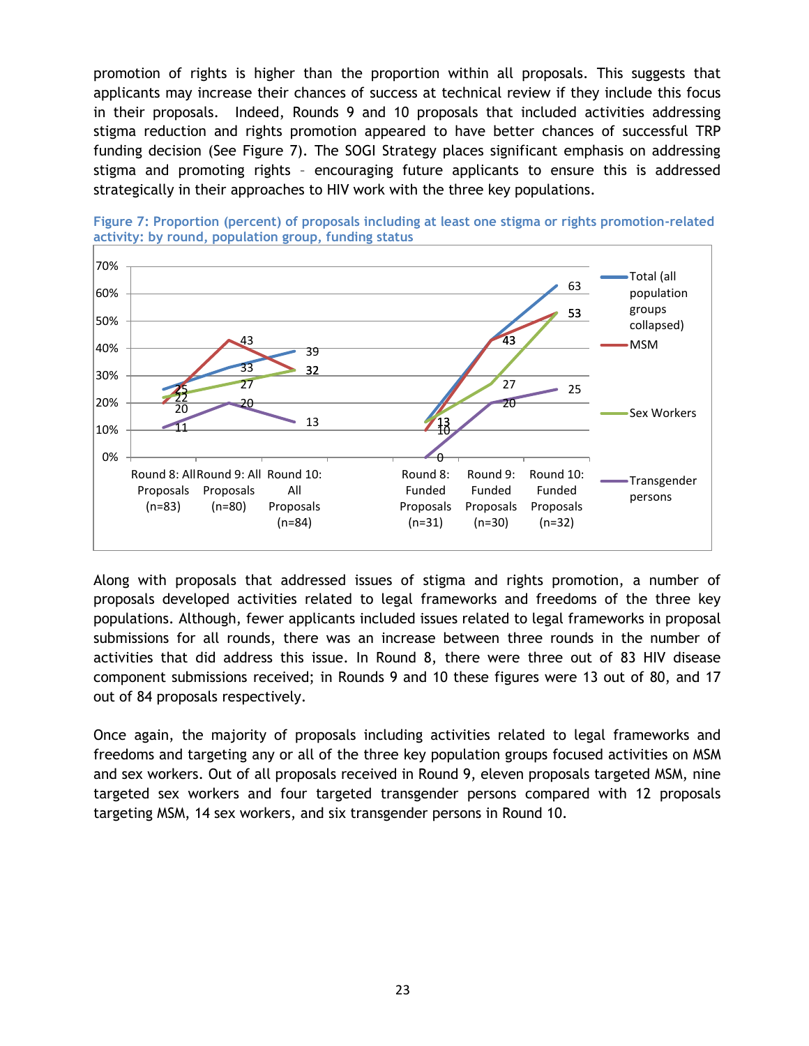promotion of rights is higher than the proportion within all proposals. This suggests that applicants may increase their chances of success at technical review if they include this focus in their proposals. Indeed, Rounds 9 and 10 proposals that included activities addressing stigma reduction and rights promotion appeared to have better chances of successful TRP funding decision (See Figure 7). The SOGI Strategy places significant emphasis on addressing stigma and promoting rights – encouraging future applicants to ensure this is addressed strategically in their approaches to HIV work with the three key populations.

**Figure 7: Proportion (percent) of proposals including at least one stigma or rights promotion-related activity: by round, population group, funding status**

70%
60%
50%
40%
30%
20%
10%
0%

Round 8: All Proposals (n=83)
Round 9: All Proposals (n=80)
Round 10: All Proposals (n=84)
Round 8: Funded Proposals (n=31)
Round 9: Funded Proposals (n=30)
Round 10: Funded Proposals (n=32)

25, 22, 20, 11
43, 33, 27, 20
39, 32, 13
13, 10, 0
43, 27, 20
63, 53, 25

Total (all population groups collapsed)
MSM
Sex Workers
Transgender persons

Along with proposals that addressed issues of stigma and rights promotion, a number of proposals developed activities related to legal frameworks and freedoms of the three key populations. Although, fewer applicants included issues related to legal frameworks in proposal submissions for all rounds, there was an increase between three rounds in the number of activities that did address this issue. In Round 8, there were three out of 83 HIV disease component submissions received; in Rounds 9 and 10 these figures were 13 out of 80, and 17 out of 84 proposals respectively.

Once again, the majority of proposals including activities related to legal frameworks and freedoms and targeting any or all of the three key population groups focused activities on MSM and sex workers. Out of all proposals received in Round 9, eleven proposals targeted MSM, nine targeted sex workers and four targeted transgender persons compared with 12 proposals targeting MSM, 14 sex workers, and six transgender persons in Round 10.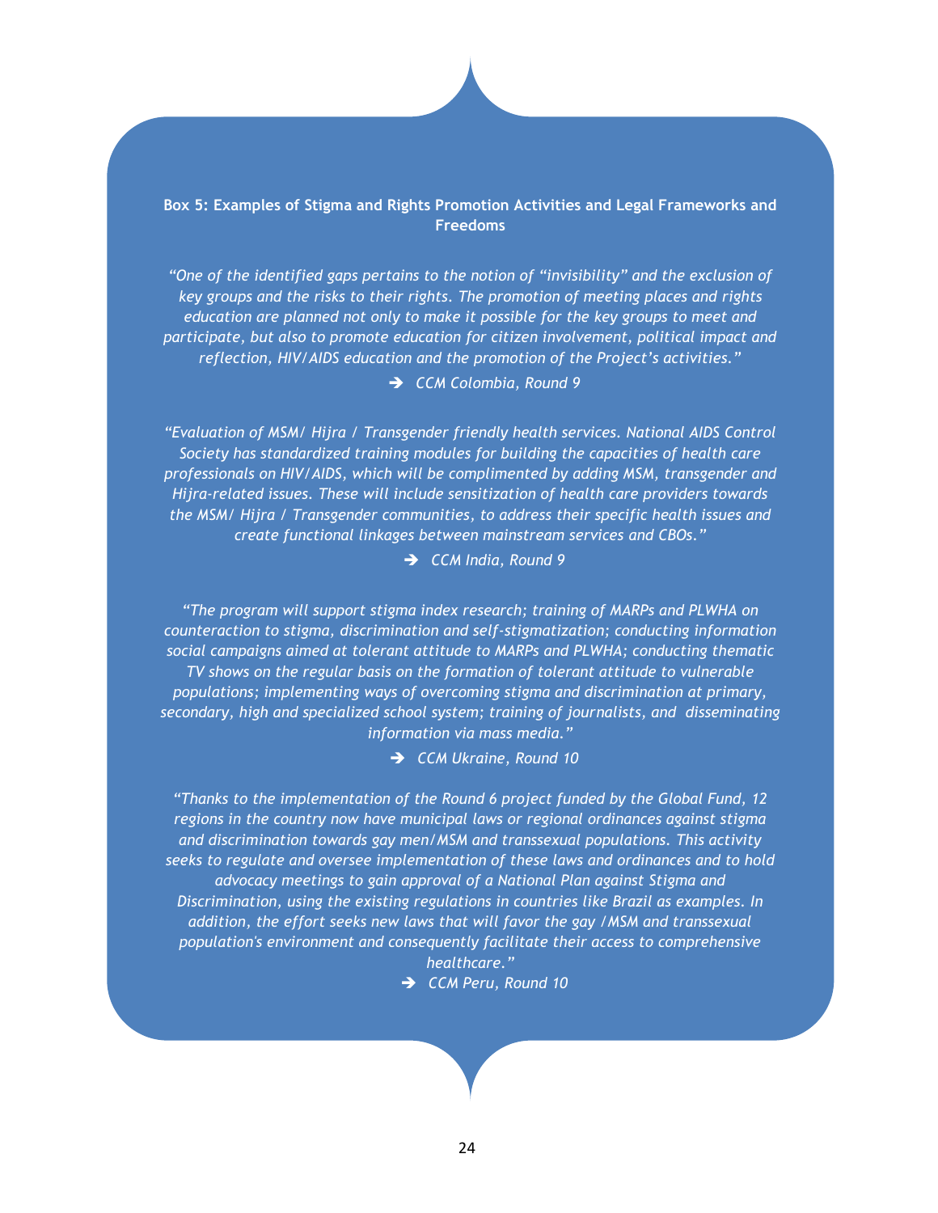**Box 5: Examples of Stigma and Rights Promotion Activities and Legal Frameworks and Freedoms**

*"One of the identified gaps pertains to the notion of "invisibility" and the exclusion of key groups and the risks to their rights. The promotion of meeting places and rights education are planned not only to make it possible for the key groups to meet and participate, but also to promote education for citizen involvement, political impact and reflection, HIV/AIDS education and the promotion of the Project's activities."*

➔ *CCM Colombia, Round 9*

*"Evaluation of MSM/ Hijra / Transgender friendly health services. National AIDS Control Society has standardized training modules for building the capacities of health care professionals on HIV/AIDS, which will be complimented by adding MSM, transgender and Hijra-related issues. These will include sensitization of health care providers towards the MSM/ Hijra / Transgender communities, to address their specific health issues and create functional linkages between mainstream services and CBOs."*

➔ *CCM India, Round 9*

*"The program will support stigma index research; training of MARPs and PLWHA on counteraction to stigma, discrimination and self-stigmatization; conducting information social campaigns aimed at tolerant attitude to MARPs and PLWHA; conducting thematic TV shows on the regular basis on the formation of tolerant attitude to vulnerable populations; implementing ways of overcoming stigma and discrimination at primary, secondary, high and specialized school system; training of journalists, and disseminating information via mass media."*

➔ *CCM Ukraine, Round 10*

*"Thanks to the implementation of the Round 6 project funded by the Global Fund, 12 regions in the country now have municipal laws or regional ordinances against stigma and discrimination towards gay men/MSM and transsexual populations. This activity seeks to regulate and oversee implementation of these laws and ordinances and to hold advocacy meetings to gain approval of a National Plan against Stigma and Discrimination, using the existing regulations in countries like Brazil as examples. In addition, the effort seeks new laws that will favor the gay /MSM and transsexual population's environment and consequently facilitate their access to comprehensive healthcare."*

➔ *CCM Peru, Round 10*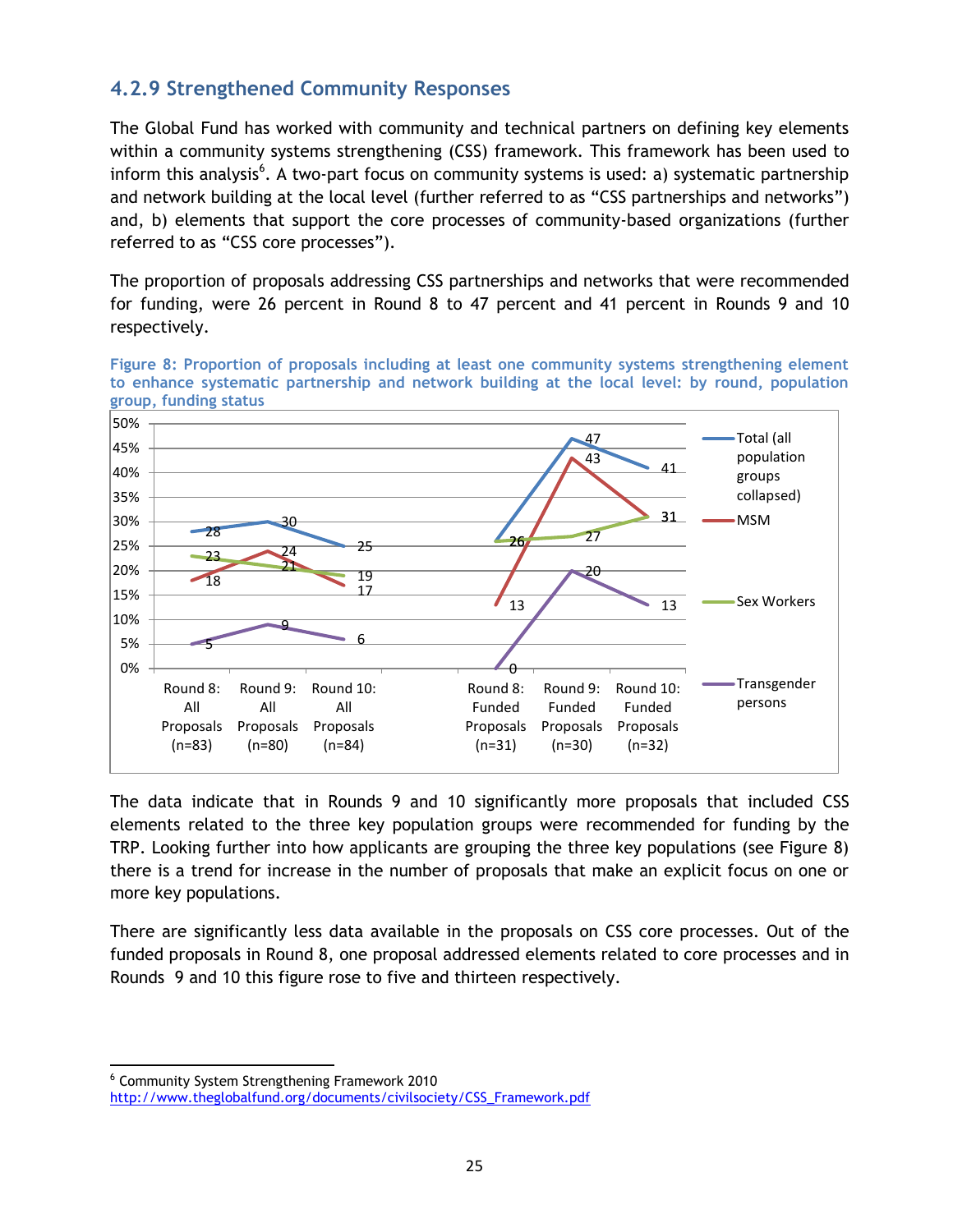### 4.2.9 Strengthened Community Responses

The Global Fund has worked with community and technical partners on defining key elements within a community systems strengthening (CSS) framework. This framework has been used to inform this analysis[6]. A two-part focus on community systems is used: a) systematic partnership and network building at the local level (further referred to as "CSS partnerships and networks") and, b) elements that support the core processes of community-based organizations (further referred to as "CSS core processes").

The proportion of proposals addressing CSS partnerships and networks that were recommended for funding, were 26 percent in Round 8 to 47 percent and 41 percent in Rounds 9 and 10 respectively.

**Figure 8: Proportion of proposals including at least one community systems strengthening element to enhance systematic partnership and network building at the local level: by round, population group, funding status**

50%
45%
40%
35%
30%
25%
20%
15%
10%
5%
0%

28 30 25
23 24 21 19 17
18
5 9 6

26 47 41
13 43 31
26 27 31
0 20 13

Round 8: All Proposals (n=83)
Round 9: All Proposals (n=80)
Round 10: All Proposals (n=84)
Round 8: Funded Proposals (n=31)
Round 9: Funded Proposals (n=30)
Round 10: Funded Proposals (n=32)

Total (all population groups collapsed)
MSM
Sex Workers
Transgender persons

The data indicate that in Rounds 9 and 10 significantly more proposals that included CSS elements related to the three key population groups were recommended for funding by the TRP. Looking further into how applicants are grouping the three key populations (see Figure 8) there is a trend for increase in the number of proposals that make an explicit focus on one or more key populations.

There are significantly less data available in the proposals on CSS core processes. Out of the funded proposals in Round 8, one proposal addressed elements related to core processes and in Rounds 9 and 10 this figure rose to five and thirteen respectively.

---

[6] Community System Strengthening Framework 2010
http://www.theglobalfund.org/documents/civilsociety/CSS_Framework.pdf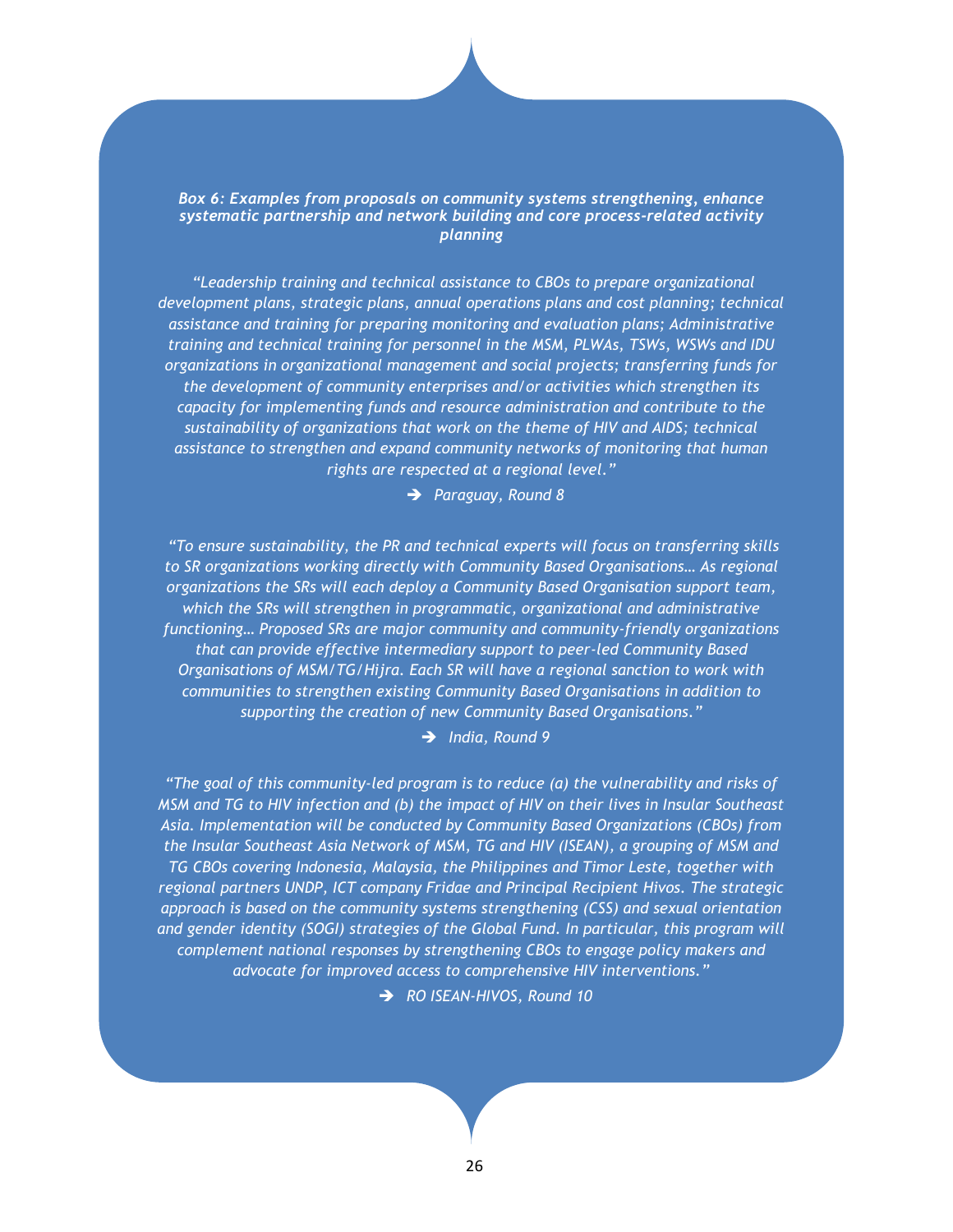***Box 6: Examples from proposals on community systems strengthening, enhance systematic partnership and network building and core process-related activity planning***

*"Leadership training and technical assistance to CBOs to prepare organizational development plans, strategic plans, annual operations plans and cost planning; technical assistance and training for preparing monitoring and evaluation plans; Administrative training and technical training for personnel in the MSM, PLWAs, TSWs, WSWs and IDU organizations in organizational management and social projects; transferring funds for the development of community enterprises and/or activities which strengthen its capacity for implementing funds and resource administration and contribute to the sustainability of organizations that work on the theme of HIV and AIDS; technical assistance to strengthen and expand community networks of monitoring that human rights are respected at a regional level."*

➔ *Paraguay, Round 8*

*"To ensure sustainability, the PR and technical experts will focus on transferring skills to SR organizations working directly with Community Based Organisations… As regional organizations the SRs will each deploy a Community Based Organisation support team, which the SRs will strengthen in programmatic, organizational and administrative functioning… Proposed SRs are major community and community-friendly organizations that can provide effective intermediary support to peer-led Community Based Organisations of MSM/TG/Hijra. Each SR will have a regional sanction to work with communities to strengthen existing Community Based Organisations in addition to supporting the creation of new Community Based Organisations."*

➔ *India, Round 9*

*"The goal of this community-led program is to reduce (a) the vulnerability and risks of MSM and TG to HIV infection and (b) the impact of HIV on their lives in Insular Southeast Asia. Implementation will be conducted by Community Based Organizations (CBOs) from the Insular Southeast Asia Network of MSM, TG and HIV (ISEAN), a grouping of MSM and TG CBOs covering Indonesia, Malaysia, the Philippines and Timor Leste, together with regional partners UNDP, ICT company Fridae and Principal Recipient Hivos. The strategic approach is based on the community systems strengthening (CSS) and sexual orientation and gender identity (SOGI) strategies of the Global Fund. In particular, this program will complement national responses by strengthening CBOs to engage policy makers and advocate for improved access to comprehensive HIV interventions."*

➔ *RO ISEAN-HIVOS, Round 10*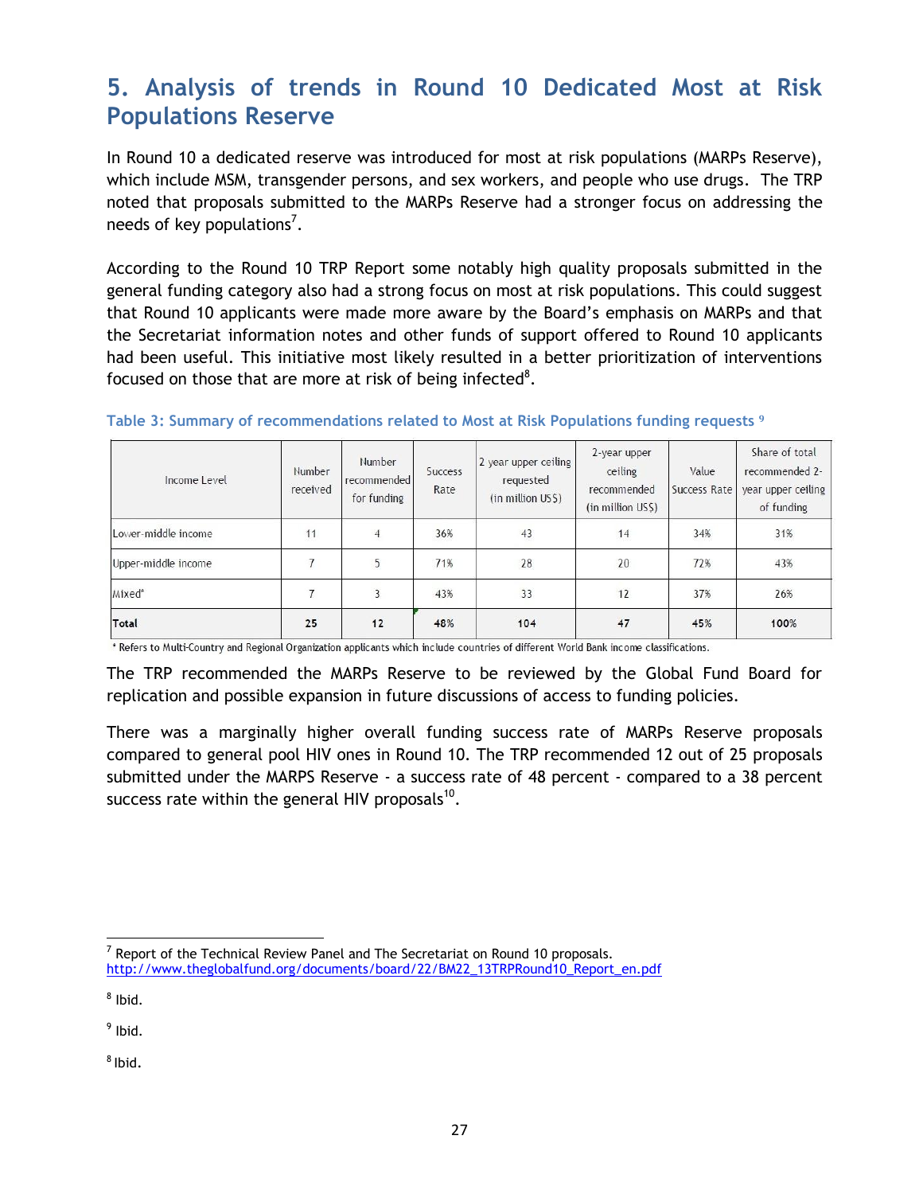## 5. Analysis of trends in Round 10 Dedicated Most at Risk Populations Reserve

In Round 10 a dedicated reserve was introduced for most at risk populations (MARPs Reserve), which include MSM, transgender persons, and sex workers, and people who use drugs. The TRP noted that proposals submitted to the MARPs Reserve had a stronger focus on addressing the needs of key populations[7].

According to the Round 10 TRP Report some notably high quality proposals submitted in the general funding category also had a strong focus on most at risk populations. This could suggest that Round 10 applicants were made more aware by the Board's emphasis on MARPs and that the Secretariat information notes and other funds of support offered to Round 10 applicants had been useful. This initiative most likely resulted in a better prioritization of interventions focused on those that are more at risk of being infected[8].

**Table 3: Summary of recommendations related to Most at Risk Populations funding requests [9]**

| Income Level | Number received | Number recommended for funding | Success Rate | 2 year upper ceiling requested (in million US$) | 2-year upper ceiling recommended (in million US$) | Value Success Rate | Share of total recommended 2-year upper ceiling of funding |
|---|---|---|---|---|---|---|---|
| Lower-middle income | 11 | 4 | 36% | 43 | 14 | 34% | 31% |
| Upper-middle income | 7 | 5 | 71% | 28 | 20 | 72% | 43% |
| Mixed* | 7 | 3 | 43% | 33 | 12 | 37% | 26% |
| **Total** | **25** | **12** | **48%** | **104** | **47** | **45%** | **100%** |

\* Refers to Multi-Country and Regional Organization applicants which include countries of different World Bank income classifications.

The TRP recommended the MARPs Reserve to be reviewed by the Global Fund Board for replication and possible expansion in future discussions of access to funding policies.

There was a marginally higher overall funding success rate of MARPs Reserve proposals compared to general pool HIV ones in Round 10. The TRP recommended 12 out of 25 proposals submitted under the MARPS Reserve - a success rate of 48 percent - compared to a 38 percent success rate within the general HIV proposals[10].

---

[7] Report of the Technical Review Panel and The Secretariat on Round 10 proposals. http://www.theglobalfund.org/documents/board/22/BM22_13TRPRound10_Report_en.pdf

[8] Ibid.

[9] Ibid.

[8] Ibid.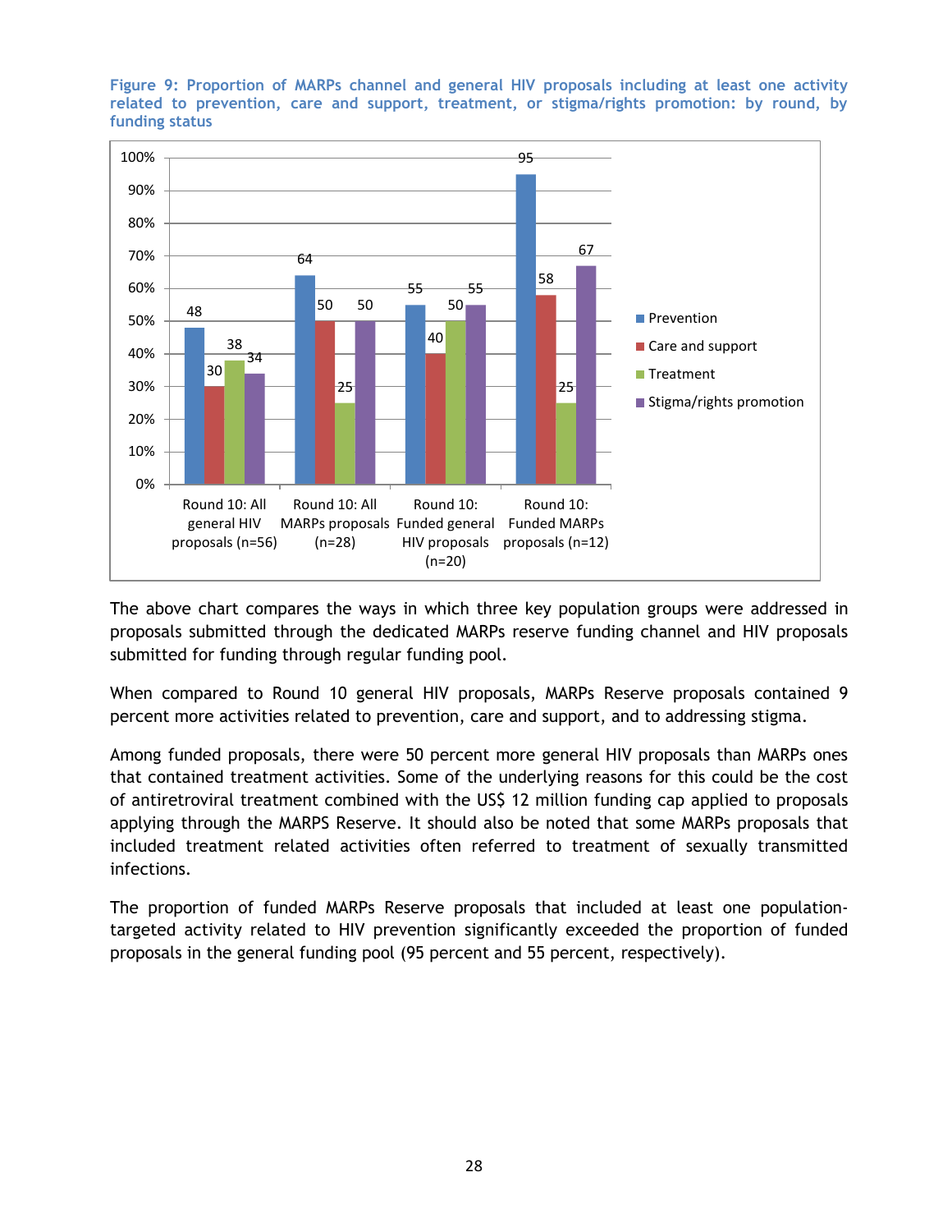**Figure 9: Proportion of MARPs channel and general HIV proposals including at least one activity related to prevention, care and support, treatment, or stigma/rights promotion: by round, by funding status**

100%
90%
80%
70%
60%
50%
40%
30%
20%
10%
0%

48
30
38
34

64
50
25
50

55
40
50
55

95
58
25
67

Round 10: All general HIV proposals (n=56)
Round 10: All MARPs proposals (n=28)
Round 10: Funded general HIV proposals (n=20)
Round 10: Funded MARPs proposals (n=12)

Prevention
Care and support
Treatment
Stigma/rights promotion

The above chart compares the ways in which three key population groups were addressed in proposals submitted through the dedicated MARPs reserve funding channel and HIV proposals submitted for funding through regular funding pool.

When compared to Round 10 general HIV proposals, MARPs Reserve proposals contained 9 percent more activities related to prevention, care and support, and to addressing stigma.

Among funded proposals, there were 50 percent more general HIV proposals than MARPs ones that contained treatment activities. Some of the underlying reasons for this could be the cost of antiretroviral treatment combined with the US$ 12 million funding cap applied to proposals applying through the MARPS Reserve. It should also be noted that some MARPs proposals that included treatment related activities often referred to treatment of sexually transmitted infections.

The proportion of funded MARPs Reserve proposals that included at least one population-targeted activity related to HIV prevention significantly exceeded the proportion of funded proposals in the general funding pool (95 percent and 55 percent, respectively).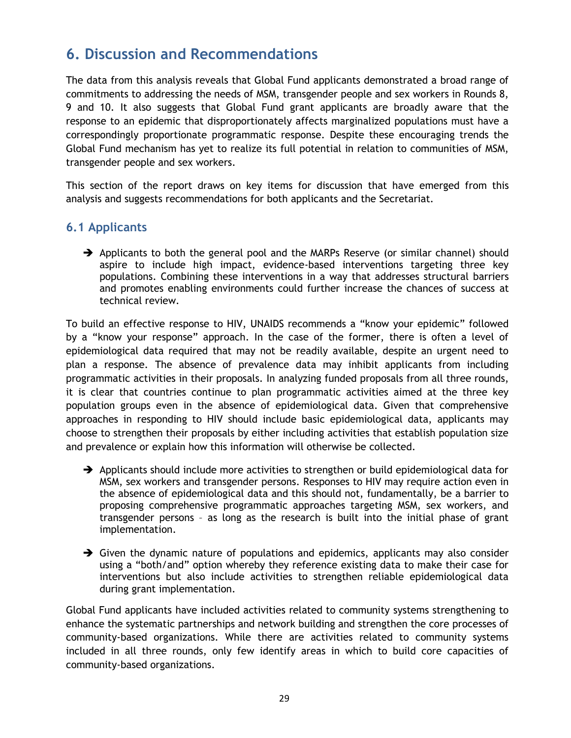# 6. Discussion and Recommendations

The data from this analysis reveals that Global Fund applicants demonstrated a broad range of commitments to addressing the needs of MSM, transgender people and sex workers in Rounds 8, 9 and 10. It also suggests that Global Fund grant applicants are broadly aware that the response to an epidemic that disproportionately affects marginalized populations must have a correspondingly proportionate programmatic response. Despite these encouraging trends the Global Fund mechanism has yet to realize its full potential in relation to communities of MSM, transgender people and sex workers.

This section of the report draws on key items for discussion that have emerged from this analysis and suggests recommendations for both applicants and the Secretariat.

## 6.1 Applicants

- ➔ Applicants to both the general pool and the MARPs Reserve (or similar channel) should aspire to include high impact, evidence-based interventions targeting three key populations. Combining these interventions in a way that addresses structural barriers and promotes enabling environments could further increase the chances of success at technical review.

To build an effective response to HIV, UNAIDS recommends a "know your epidemic" followed by a "know your response" approach. In the case of the former, there is often a level of epidemiological data required that may not be readily available, despite an urgent need to plan a response. The absence of prevalence data may inhibit applicants from including programmatic activities in their proposals. In analyzing funded proposals from all three rounds, it is clear that countries continue to plan programmatic activities aimed at the three key population groups even in the absence of epidemiological data. Given that comprehensive approaches in responding to HIV should include basic epidemiological data, applicants may choose to strengthen their proposals by either including activities that establish population size and prevalence or explain how this information will otherwise be collected.

- ➔ Applicants should include more activities to strengthen or build epidemiological data for MSM, sex workers and transgender persons. Responses to HIV may require action even in the absence of epidemiological data and this should not, fundamentally, be a barrier to proposing comprehensive programmatic approaches targeting MSM, sex workers, and transgender persons – as long as the research is built into the initial phase of grant implementation.

- ➔ Given the dynamic nature of populations and epidemics, applicants may also consider using a "both/and" option whereby they reference existing data to make their case for interventions but also include activities to strengthen reliable epidemiological data during grant implementation.

Global Fund applicants have included activities related to community systems strengthening to enhance the systematic partnerships and network building and strengthen the core processes of community-based organizations. While there are activities related to community systems included in all three rounds, only few identify areas in which to build core capacities of community-based organizations.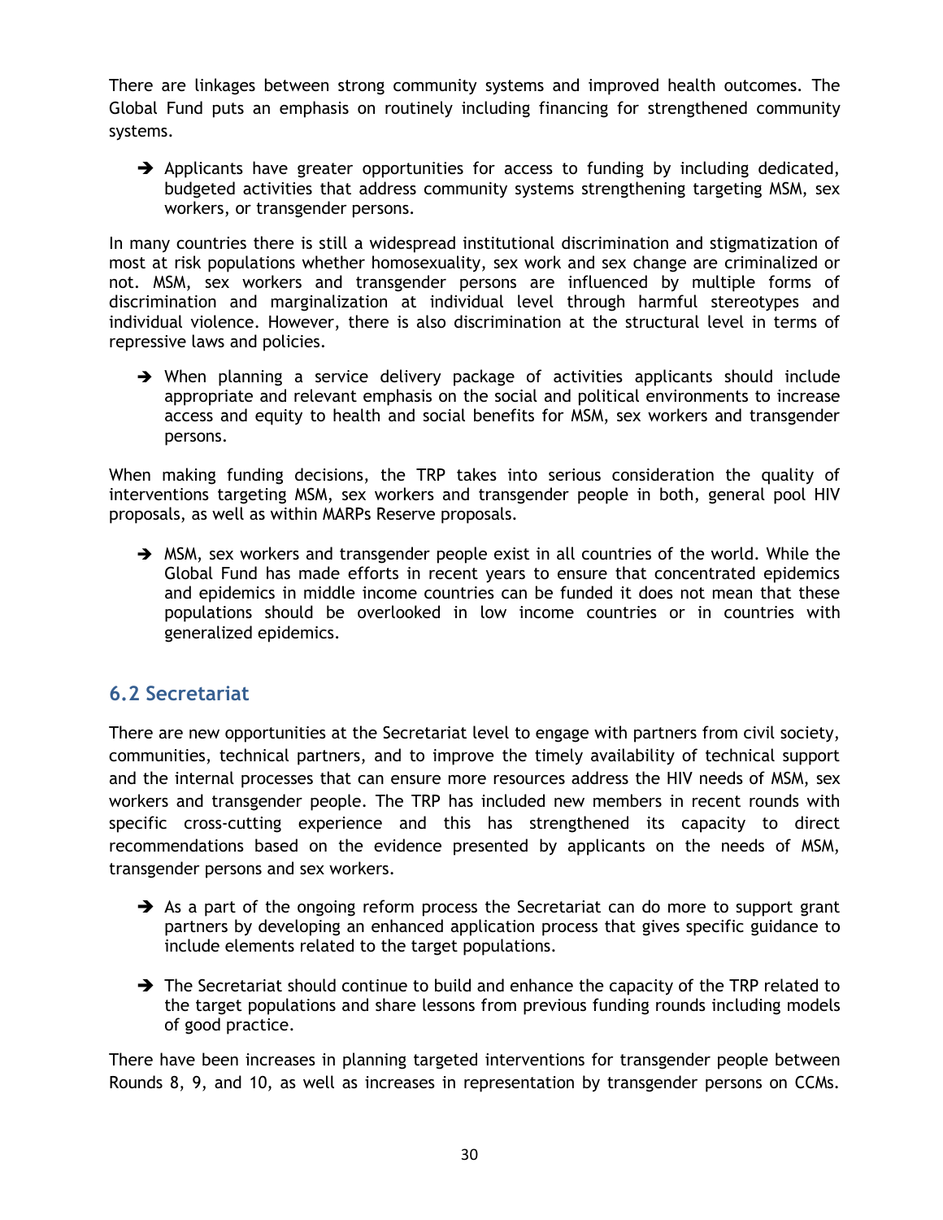There are linkages between strong community systems and improved health outcomes. The Global Fund puts an emphasis on routinely including financing for strengthened community systems.

➔ Applicants have greater opportunities for access to funding by including dedicated, budgeted activities that address community systems strengthening targeting MSM, sex workers, or transgender persons.

In many countries there is still a widespread institutional discrimination and stigmatization of most at risk populations whether homosexuality, sex work and sex change are criminalized or not. MSM, sex workers and transgender persons are influenced by multiple forms of discrimination and marginalization at individual level through harmful stereotypes and individual violence. However, there is also discrimination at the structural level in terms of repressive laws and policies.

➔ When planning a service delivery package of activities applicants should include appropriate and relevant emphasis on the social and political environments to increase access and equity to health and social benefits for MSM, sex workers and transgender persons.

When making funding decisions, the TRP takes into serious consideration the quality of interventions targeting MSM, sex workers and transgender people in both, general pool HIV proposals, as well as within MARPs Reserve proposals.

➔ MSM, sex workers and transgender people exist in all countries of the world. While the Global Fund has made efforts in recent years to ensure that concentrated epidemics and epidemics in middle income countries can be funded it does not mean that these populations should be overlooked in low income countries or in countries with generalized epidemics.

## 6.2 Secretariat

There are new opportunities at the Secretariat level to engage with partners from civil society, communities, technical partners, and to improve the timely availability of technical support and the internal processes that can ensure more resources address the HIV needs of MSM, sex workers and transgender people. The TRP has included new members in recent rounds with specific cross-cutting experience and this has strengthened its capacity to direct recommendations based on the evidence presented by applicants on the needs of MSM, transgender persons and sex workers.

➔ As a part of the ongoing reform process the Secretariat can do more to support grant partners by developing an enhanced application process that gives specific guidance to include elements related to the target populations.

➔ The Secretariat should continue to build and enhance the capacity of the TRP related to the target populations and share lessons from previous funding rounds including models of good practice.

There have been increases in planning targeted interventions for transgender people between Rounds 8, 9, and 10, as well as increases in representation by transgender persons on CCMs.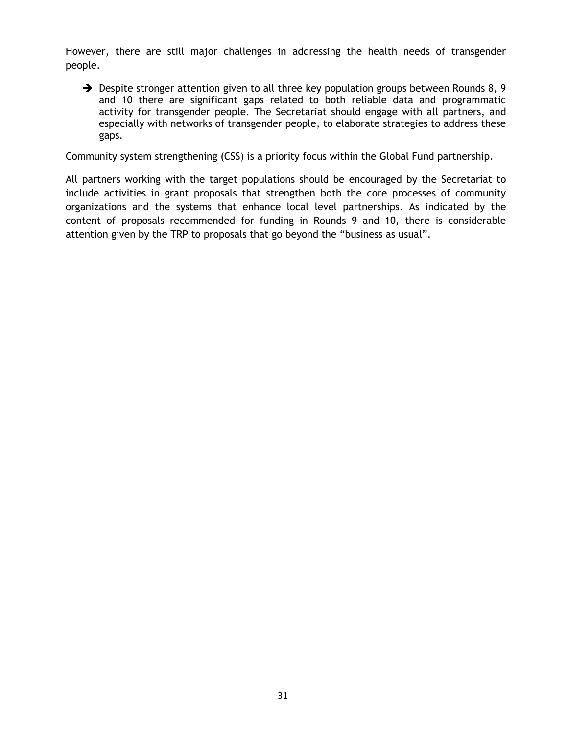However, there are still major challenges in addressing the health needs of transgender people.

- ➔ Despite stronger attention given to all three key population groups between Rounds 8, 9 and 10 there are significant gaps related to both reliable data and programmatic activity for transgender people. The Secretariat should engage with all partners, and especially with networks of transgender people, to elaborate strategies to address these gaps.

Community system strengthening (CSS) is a priority focus within the Global Fund partnership.

All partners working with the target populations should be encouraged by the Secretariat to include activities in grant proposals that strengthen both the core processes of community organizations and the systems that enhance local level partnerships. As indicated by the content of proposals recommended for funding in Rounds 9 and 10, there is considerable attention given by the TRP to proposals that go beyond the "business as usual".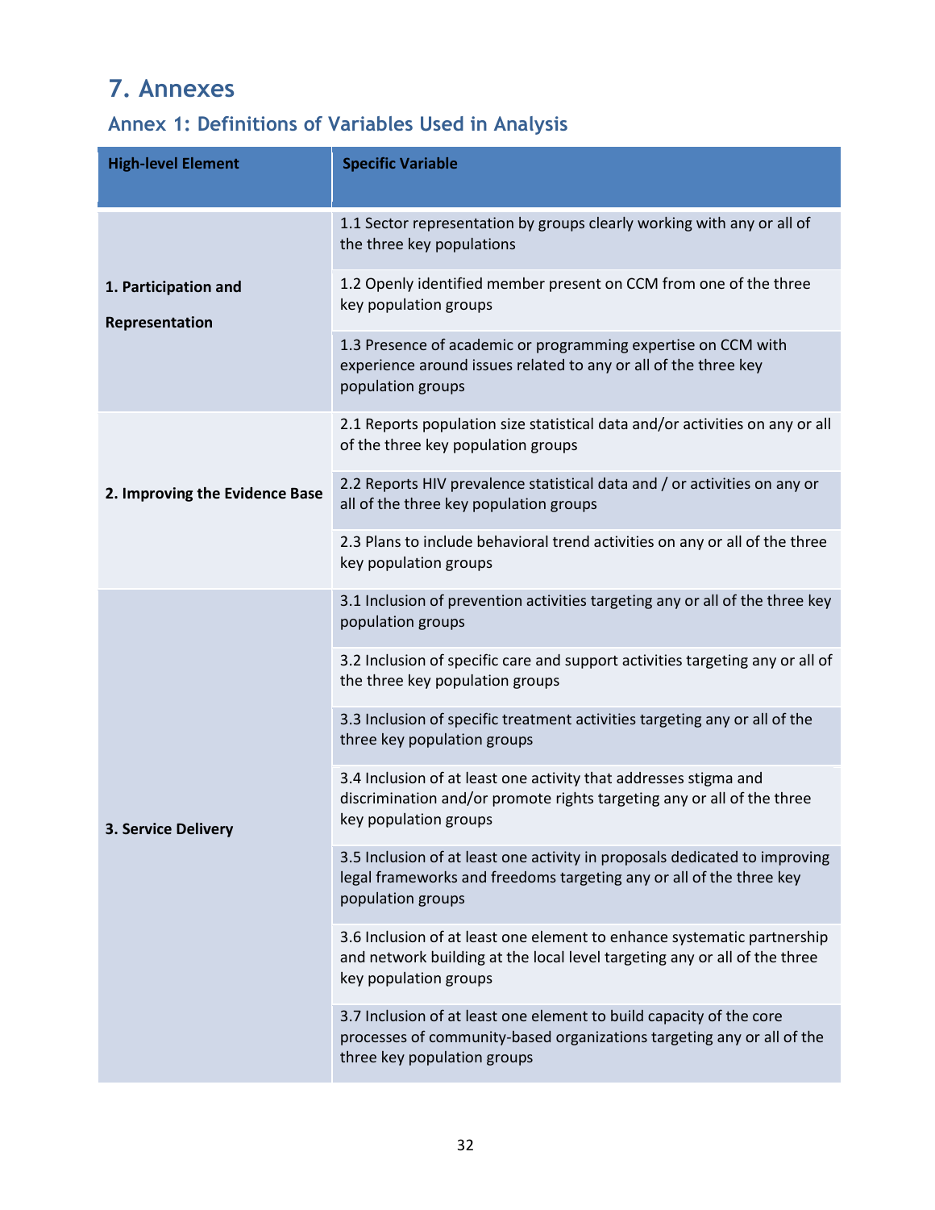# 7. Annexes

## Annex 1: Definitions of Variables Used in Analysis

| High-level Element | Specific Variable |
|---|---|
| **1. Participation and Representation** | 1.1 Sector representation by groups clearly working with any or all of the three key populations |
| | 1.2 Openly identified member present on CCM from one of the three key population groups |
| | 1.3 Presence of academic or programming expertise on CCM with experience around issues related to any or all of the three key population groups |
| **2. Improving the Evidence Base** | 2.1 Reports population size statistical data and/or activities on any or all of the three key population groups |
| | 2.2 Reports HIV prevalence statistical data and / or activities on any or all of the three key population groups |
| | 2.3 Plans to include behavioral trend activities on any or all of the three key population groups |
| **3. Service Delivery** | 3.1 Inclusion of prevention activities targeting any or all of the three key population groups |
| | 3.2 Inclusion of specific care and support activities targeting any or all of the three key population groups |
| | 3.3 Inclusion of specific treatment activities targeting any or all of the three key population groups |
| | 3.4 Inclusion of at least one activity that addresses stigma and discrimination and/or promote rights targeting any or all of the three key population groups |
| | 3.5 Inclusion of at least one activity in proposals dedicated to improving legal frameworks and freedoms targeting any or all of the three key population groups |
| | 3.6 Inclusion of at least one element to enhance systematic partnership and network building at the local level targeting any or all of the three key population groups |
| | 3.7 Inclusion of at least one element to build capacity of the core processes of community-based organizations targeting any or all of the three key population groups |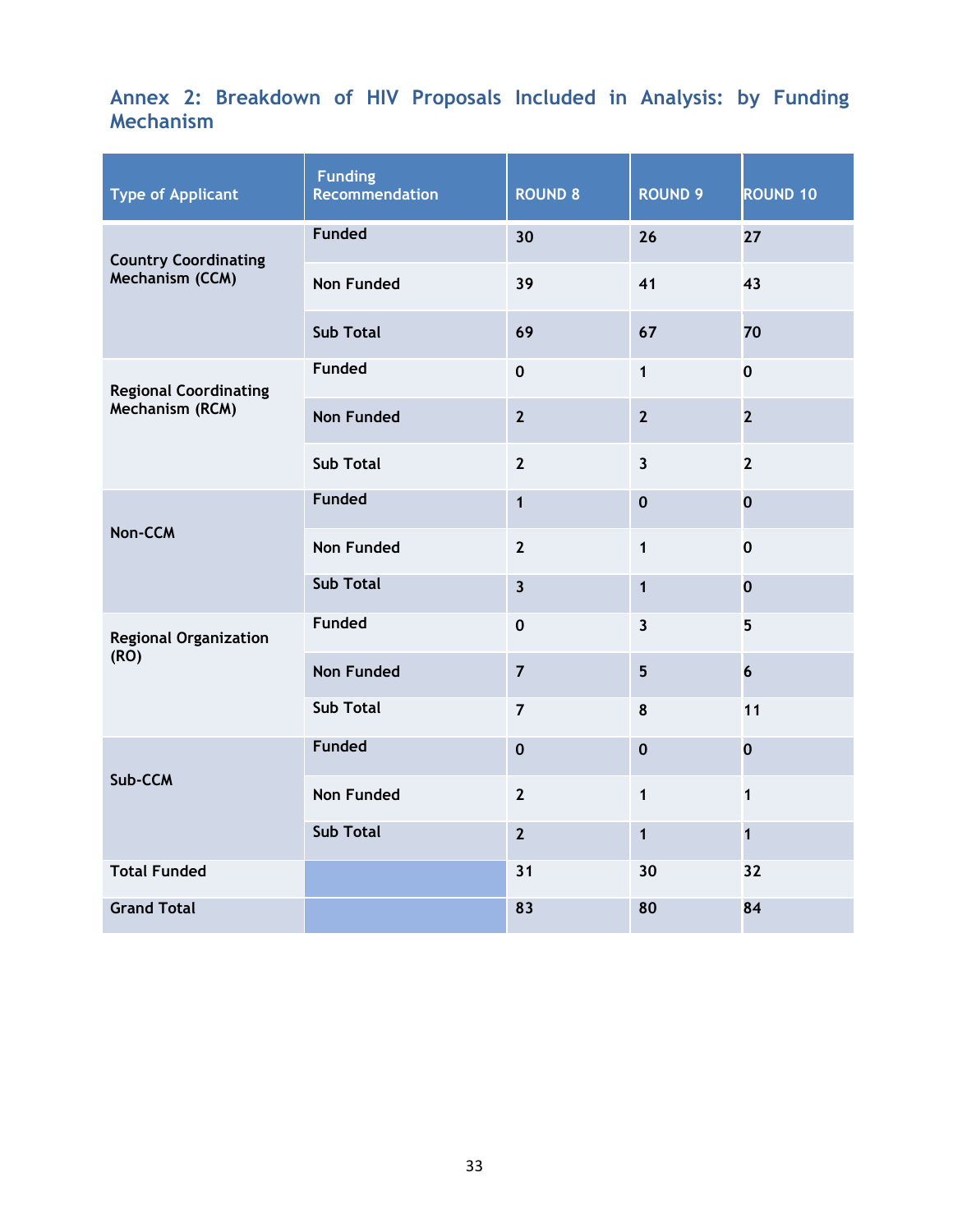## Annex 2: Breakdown of HIV Proposals Included in Analysis: by Funding Mechanism

| Type of Applicant | Funding Recommendation | ROUND 8 | ROUND 9 | ROUND 10 |
|---|---|---|---|---|
| Country Coordinating Mechanism (CCM) | Funded | 30 | 26 | 27 |
| | Non Funded | 39 | 41 | 43 |
| | Sub Total | 69 | 67 | 70 |
| Regional Coordinating Mechanism (RCM) | Funded | 0 | 1 | 0 |
| | Non Funded | 2 | 2 | 2 |
| | Sub Total | 2 | 3 | 2 |
| Non-CCM | Funded | 1 | 0 | 0 |
| | Non Funded | 2 | 1 | 0 |
| | Sub Total | 3 | 1 | 0 |
| Regional Organization (RO) | Funded | 0 | 3 | 5 |
| | Non Funded | 7 | 5 | 6 |
| | Sub Total | 7 | 8 | 11 |
| Sub-CCM | Funded | 0 | 0 | 0 |
| | Non Funded | 2 | 1 | 1 |
| | Sub Total | 2 | 1 | 1 |
| Total Funded | | 31 | 30 | 32 |
| Grand Total | | 83 | 80 | 84 |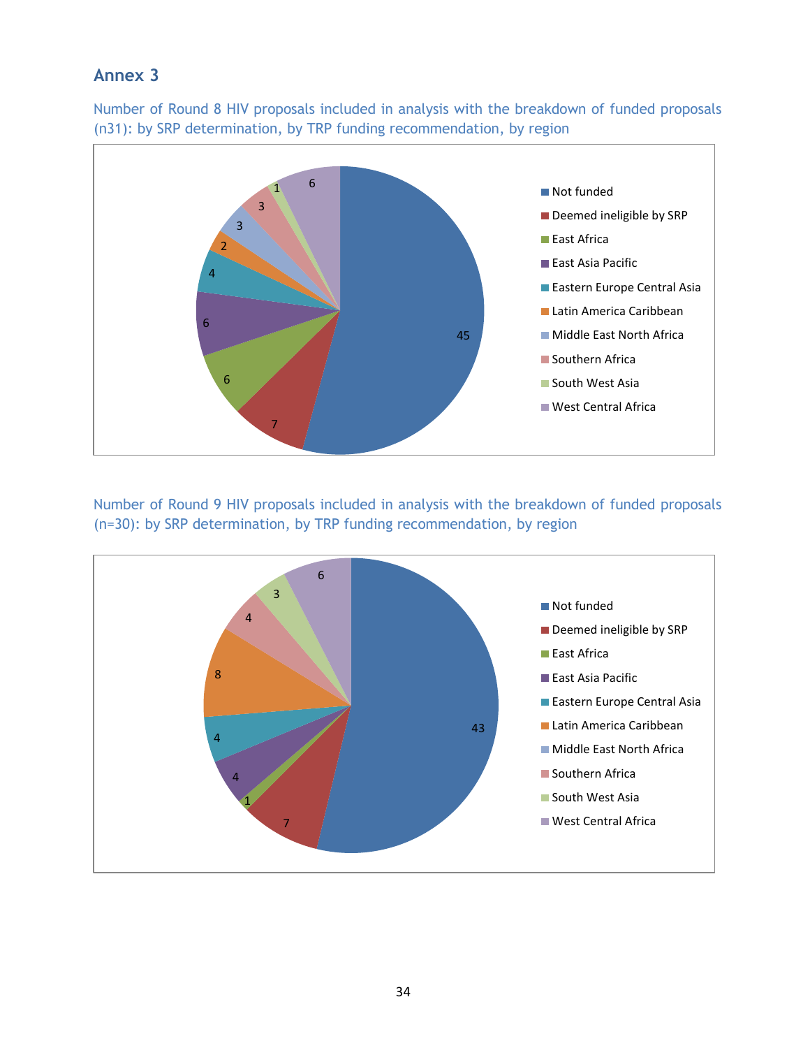## Annex 3

Number of Round 8 HIV proposals included in analysis with the breakdown of funded proposals (n31): by SRP determination, by TRP funding recommendation, by region

45
7
6
6
4
2
3
3
1
6

Not funded
Deemed ineligible by SRP
East Africa
East Asia Pacific
Eastern Europe Central Asia
Latin America Caribbean
Middle East North Africa
Southern Africa
South West Asia
West Central Africa

Number of Round 9 HIV proposals included in analysis with the breakdown of funded proposals (n=30): by SRP determination, by TRP funding recommendation, by region

43
7
1
4
4
8
4
3
6

Not funded
Deemed ineligible by SRP
East Africa
East Asia Pacific
Eastern Europe Central Asia
Latin America Caribbean
Middle East North Africa
Southern Africa
South West Asia
West Central Africa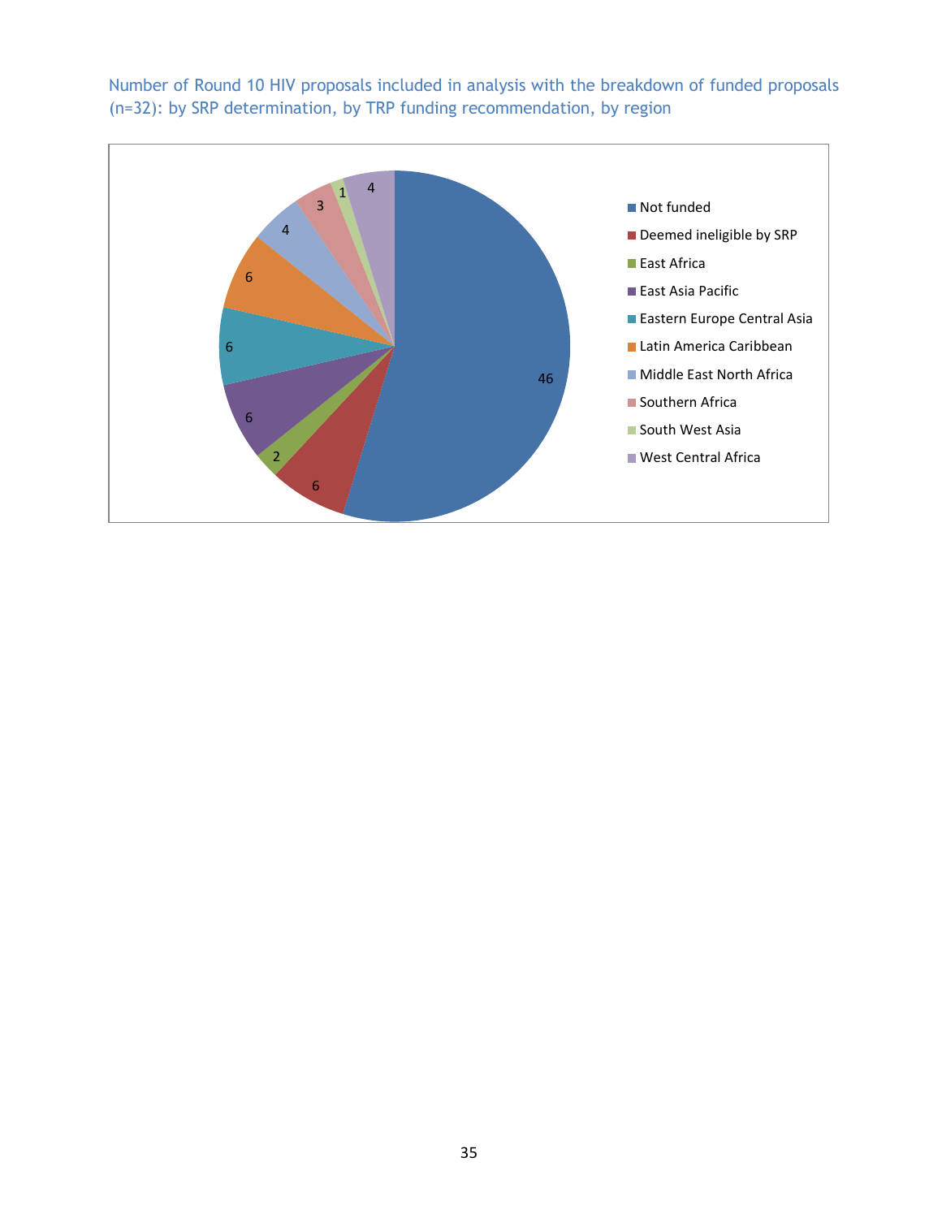Number of Round 10 HIV proposals included in analysis with the breakdown of funded proposals (n=32): by SRP determination, by TRP funding recommendation, by region

46

6

2

6

6

6

4

3

1

4

Not funded

Deemed ineligible by SRP

East Africa

East Asia Pacific

Eastern Europe Central Asia

Latin America Caribbean

Middle East North Africa

Southern Africa

South West Asia

West Central Africa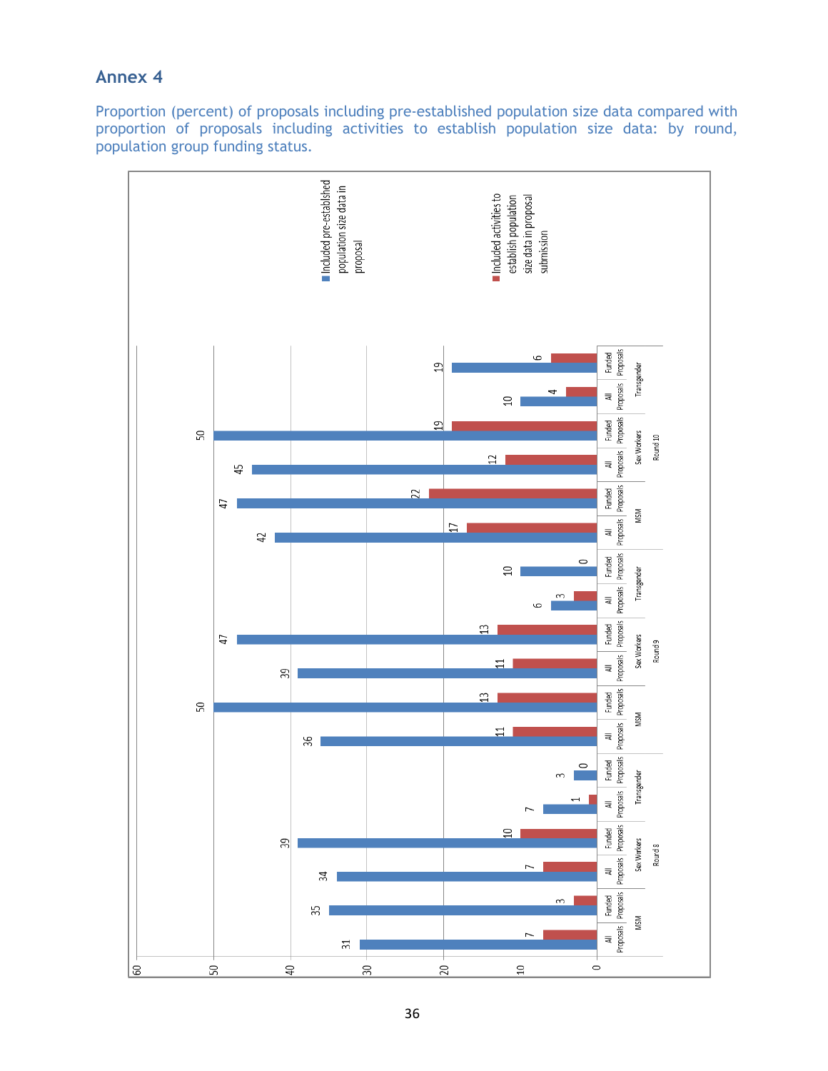## Annex 4

Proportion (percent) of proposals including pre-established population size data compared with proportion of proposals including activities to establish population size data: by round, population group funding status.

Included pre-established population size data in proposal

Included activities to establish population size data in proposal submission

0
10
20
30
40
50
60

Round 8
MSM: All Proposals 31, 7; Funded Proposals 35, 3
Sex Workers: All Proposals 34, 7; Funded Proposals 39, 10
Transgender: All Proposals 7, 1; Funded Proposals 3, 0

Round 9
MSM: All Proposals 36, 11; Funded Proposals 50, 13
Sex Workers: All Proposals 39, 11; Funded Proposals 47, 13
Transgender: All Proposals 6, 3; Funded Proposals 10, 0

Round 10
MSM: All Proposals 42, 17; Funded Proposals 47, 22
Sex Workers: All Proposals 45, 12; Funded Proposals 50, 19
Transgender: All Proposals 10, 4; Funded Proposals 19, 6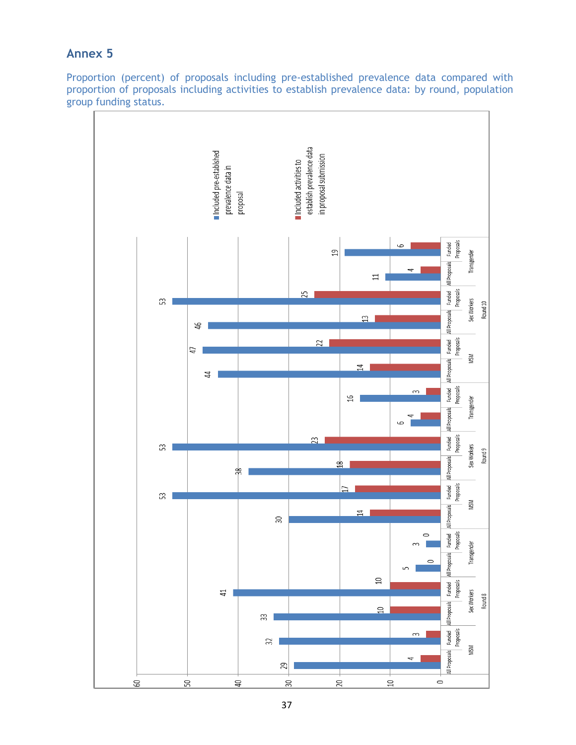## Annex 5

Proportion (percent) of proposals including pre-established prevalence data compared with proportion of proposals including activities to establish prevalence data: by round, population group funding status.

Included pre-established prevalence data in proposal

Included activities to establish prevalence data in proposal submission

0
10
20
30
40
50
60

Round 8

MSM: All Proposals 29, 4; Funded Proposals 32, 3

Sex Workers: All Proposals 33, 10; Funded Proposals 41, 10

Transgender: All Proposals 5, 0; Funded Proposals 3, 0

Round 9

MSM: All Proposals 30, 14; Funded Proposals 53, 17

Sex Workers: All Proposals 38, 18; Funded Proposals 53, 23

Transgender: All Proposals 6, 4; Funded Proposals 16, 3

Round 10

MSM: All Proposals 44, 14; Funded Proposals 47, 22

Sex Workers: All Proposals 46, 13; Funded Proposals 53, 25

Transgender: All Proposals 11, 4; Funded Proposals 19, 6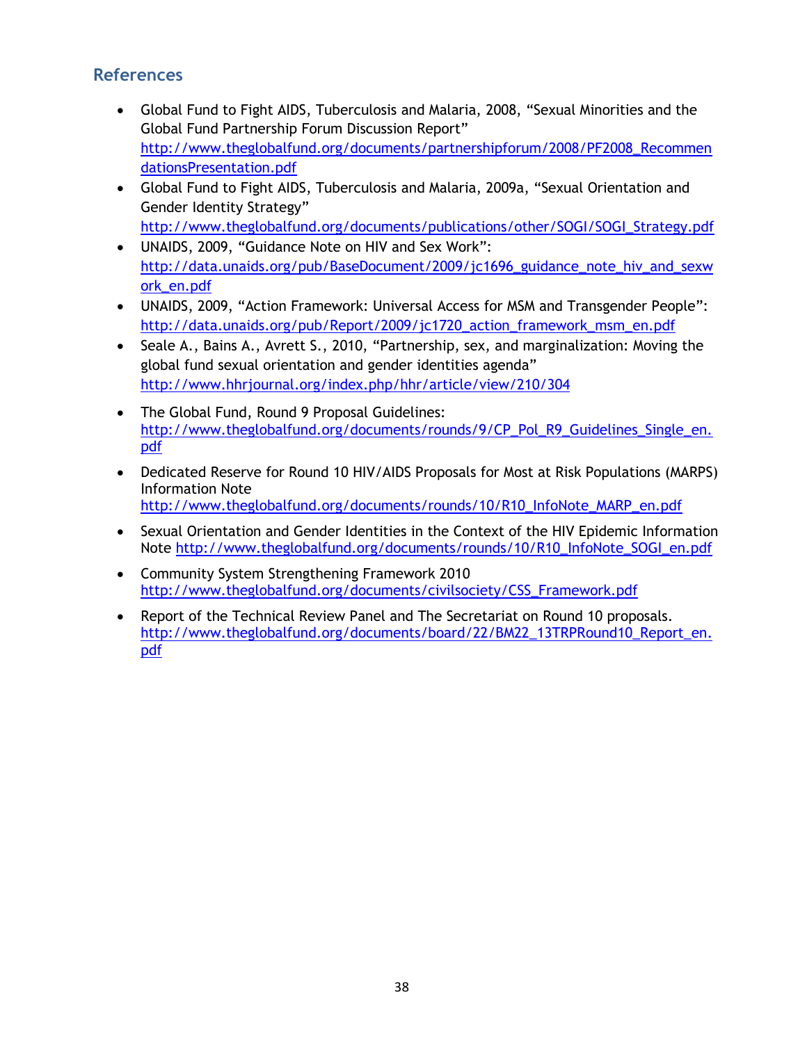## References

- Global Fund to Fight AIDS, Tuberculosis and Malaria, 2008, "Sexual Minorities and the Global Fund Partnership Forum Discussion Report" http://www.theglobalfund.org/documents/partnershipforum/2008/PF2008_RecommendationsPresentation.pdf
- Global Fund to Fight AIDS, Tuberculosis and Malaria, 2009a, "Sexual Orientation and Gender Identity Strategy" http://www.theglobalfund.org/documents/publications/other/SOGI/SOGI_Strategy.pdf
- UNAIDS, 2009, "Guidance Note on HIV and Sex Work": http://data.unaids.org/pub/BaseDocument/2009/jc1696_guidance_note_hiv_and_sexwork_en.pdf
- UNAIDS, 2009, "Action Framework: Universal Access for MSM and Transgender People": http://data.unaids.org/pub/Report/2009/jc1720_action_framework_msm_en.pdf
- Seale A., Bains A., Avrett S., 2010, "Partnership, sex, and marginalization: Moving the global fund sexual orientation and gender identities agenda" http://www.hhrjournal.org/index.php/hhr/article/view/210/304
- The Global Fund, Round 9 Proposal Guidelines: http://www.theglobalfund.org/documents/rounds/9/CP_Pol_R9_Guidelines_Single_en.pdf
- Dedicated Reserve for Round 10 HIV/AIDS Proposals for Most at Risk Populations (MARPS) Information Note http://www.theglobalfund.org/documents/rounds/10/R10_InfoNote_MARP_en.pdf
- Sexual Orientation and Gender Identities in the Context of the HIV Epidemic Information Note http://www.theglobalfund.org/documents/rounds/10/R10_InfoNote_SOGI_en.pdf
- Community System Strengthening Framework 2010 http://www.theglobalfund.org/documents/civilsociety/CSS_Framework.pdf
- Report of the Technical Review Panel and The Secretariat on Round 10 proposals. http://www.theglobalfund.org/documents/board/22/BM22_13TRPRound10_Report_en.pdf